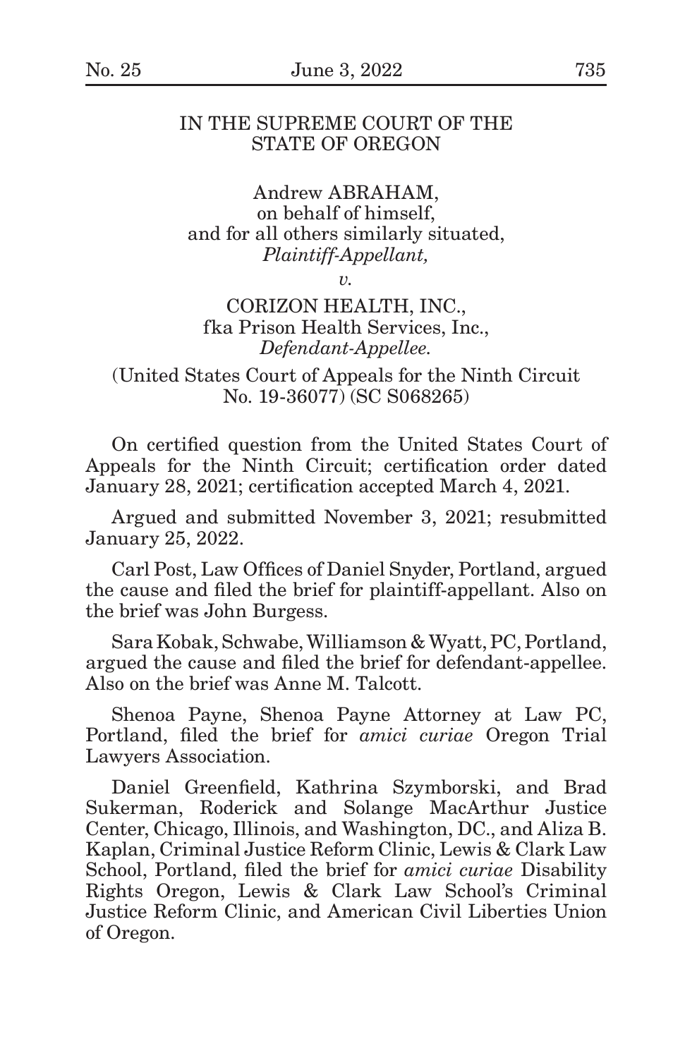IN THE SUPREME COURT OF THE STATE OF OREGON

Andrew ABRAHAM,
on behalf of himself,
and for all others similarly situated,
*Plaintiff-Appellant,*

*v.*

CORIZON HEALTH, INC.,
fka Prison Health Services, Inc.,
*Defendant-Appellee.*

(United States Court of Appeals for the Ninth Circuit No. 19-36077) (SC S068265)

On certified question from the United States Court of Appeals for the Ninth Circuit; certification order dated January 28, 2021; certification accepted March 4, 2021.

Argued and submitted November 3, 2021; resubmitted January 25, 2022.

Carl Post, Law Offices of Daniel Snyder, Portland, argued the cause and filed the brief for plaintiff-appellant. Also on the brief was John Burgess.

Sara Kobak, Schwabe, Williamson & Wyatt, PC, Portland, argued the cause and filed the brief for defendant-appellee. Also on the brief was Anne M. Talcott.

Shenoa Payne, Shenoa Payne Attorney at Law PC, Portland, filed the brief for *amici curiae* Oregon Trial Lawyers Association.

Daniel Greenfield, Kathrina Szymborski, and Brad Sukerman, Roderick and Solange MacArthur Justice Center, Chicago, Illinois, and Washington, DC., and Aliza B. Kaplan, Criminal Justice Reform Clinic, Lewis & Clark Law School, Portland, filed the brief for *amici curiae* Disability Rights Oregon, Lewis & Clark Law School's Criminal Justice Reform Clinic, and American Civil Liberties Union of Oregon.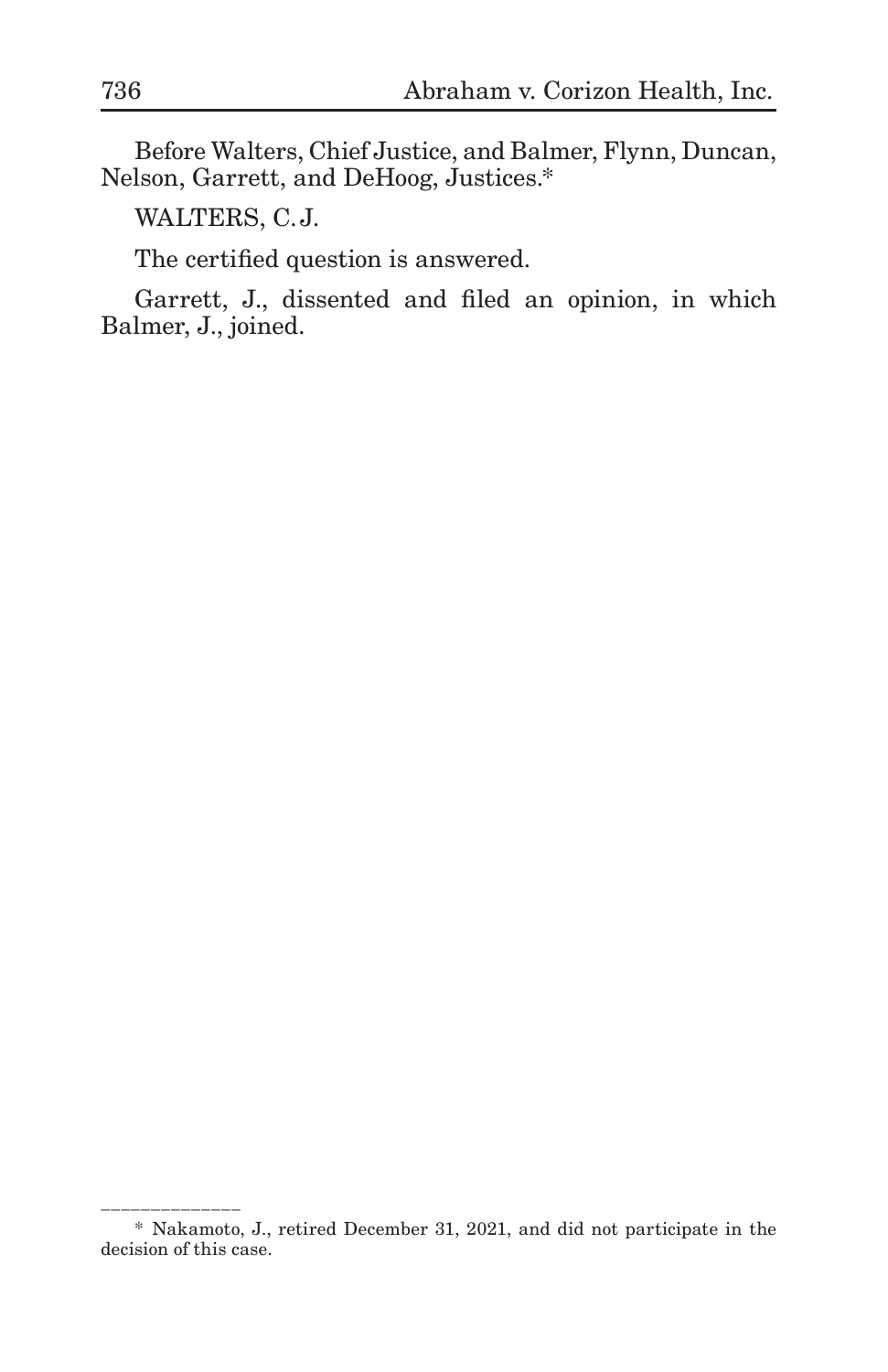Before Walters, Chief Justice, and Balmer, Flynn, Duncan, Nelson, Garrett, and DeHoog, Justices.*

WALTERS, C. J.

The certified question is answered.

Garrett, J., dissented and filed an opinion, in which Balmer, J., joined.

______________

\* Nakamoto, J., retired December 31, 2021, and did not participate in the decision of this case.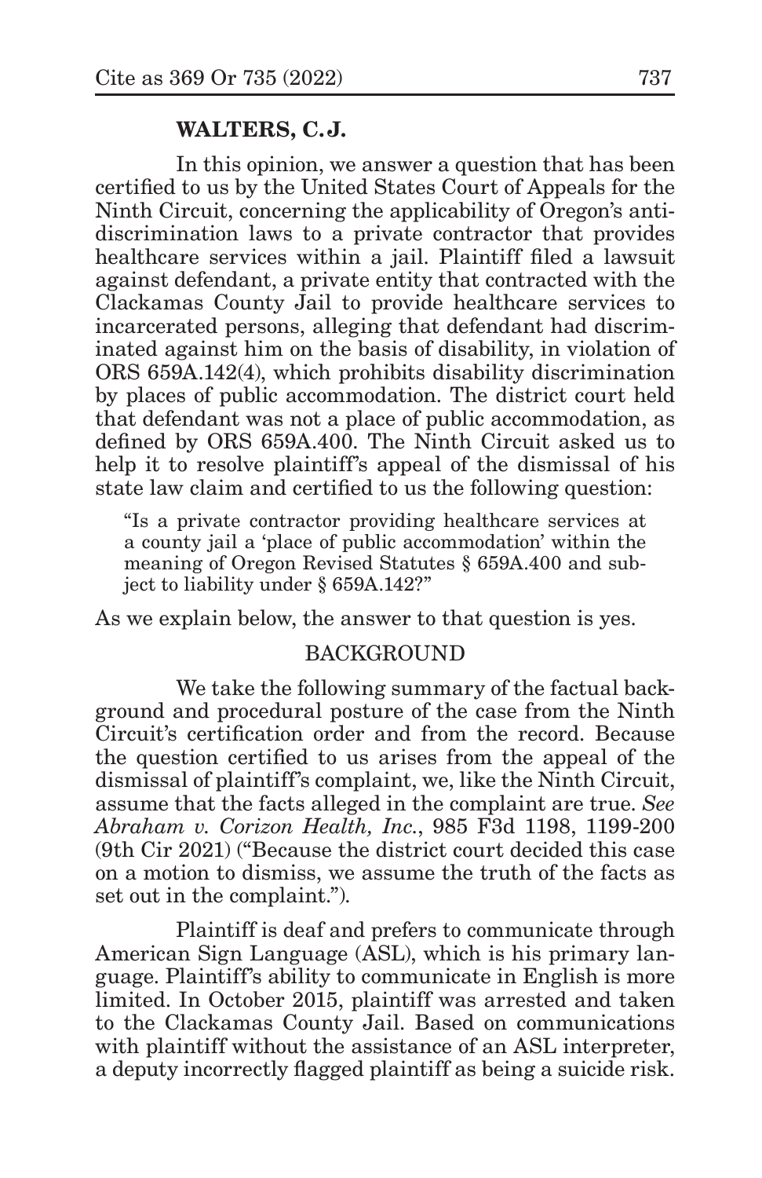**WALTERS, C. J.**

In this opinion, we answer a question that has been certified to us by the United States Court of Appeals for the Ninth Circuit, concerning the applicability of Oregon's antidiscrimination laws to a private contractor that provides healthcare services within a jail. Plaintiff filed a lawsuit against defendant, a private entity that contracted with the Clackamas County Jail to provide healthcare services to incarcerated persons, alleging that defendant had discriminated against him on the basis of disability, in violation of ORS 659A.142(4), which prohibits disability discrimination by places of public accommodation. The district court held that defendant was not a place of public accommodation, as defined by ORS 659A.400. The Ninth Circuit asked us to help it to resolve plaintiff's appeal of the dismissal of his state law claim and certified to us the following question:

> "Is a private contractor providing healthcare services at a county jail a 'place of public accommodation' within the meaning of Oregon Revised Statutes § 659A.400 and subject to liability under § 659A.142?"

As we explain below, the answer to that question is yes.

## BACKGROUND

We take the following summary of the factual background and procedural posture of the case from the Ninth Circuit's certification order and from the record. Because the question certified to us arises from the appeal of the dismissal of plaintiff's complaint, we, like the Ninth Circuit, assume that the facts alleged in the complaint are true. *See Abraham v. Corizon Health, Inc.*, 985 F3d 1198, 1199-200 (9th Cir 2021) ("Because the district court decided this case on a motion to dismiss, we assume the truth of the facts as set out in the complaint.").

Plaintiff is deaf and prefers to communicate through American Sign Language (ASL), which is his primary language. Plaintiff's ability to communicate in English is more limited. In October 2015, plaintiff was arrested and taken to the Clackamas County Jail. Based on communications with plaintiff without the assistance of an ASL interpreter, a deputy incorrectly flagged plaintiff as being a suicide risk.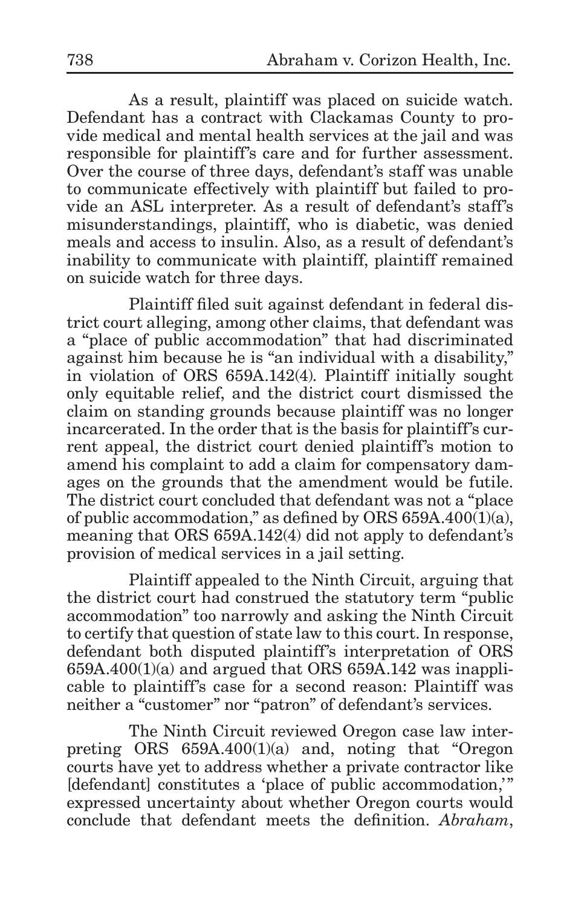As a result, plaintiff was placed on suicide watch. Defendant has a contract with Clackamas County to provide medical and mental health services at the jail and was responsible for plaintiff's care and for further assessment. Over the course of three days, defendant's staff was unable to communicate effectively with plaintiff but failed to provide an ASL interpreter. As a result of defendant's staff's misunderstandings, plaintiff, who is diabetic, was denied meals and access to insulin. Also, as a result of defendant's inability to communicate with plaintiff, plaintiff remained on suicide watch for three days.

Plaintiff filed suit against defendant in federal district court alleging, among other claims, that defendant was a "place of public accommodation" that had discriminated against him because he is "an individual with a disability," in violation of ORS 659A.142(4). Plaintiff initially sought only equitable relief, and the district court dismissed the claim on standing grounds because plaintiff was no longer incarcerated. In the order that is the basis for plaintiff's current appeal, the district court denied plaintiff's motion to amend his complaint to add a claim for compensatory damages on the grounds that the amendment would be futile. The district court concluded that defendant was not a "place of public accommodation," as defined by ORS 659A.400(1)(a), meaning that ORS 659A.142(4) did not apply to defendant's provision of medical services in a jail setting.

Plaintiff appealed to the Ninth Circuit, arguing that the district court had construed the statutory term "public accommodation" too narrowly and asking the Ninth Circuit to certify that question of state law to this court. In response, defendant both disputed plaintiff's interpretation of ORS 659A.400(1)(a) and argued that ORS 659A.142 was inapplicable to plaintiff's case for a second reason: Plaintiff was neither a "customer" nor "patron" of defendant's services.

The Ninth Circuit reviewed Oregon case law interpreting ORS 659A.400(1)(a) and, noting that "Oregon courts have yet to address whether a private contractor like [defendant] constitutes a 'place of public accommodation,'" expressed uncertainty about whether Oregon courts would conclude that defendant meets the definition. *Abraham*,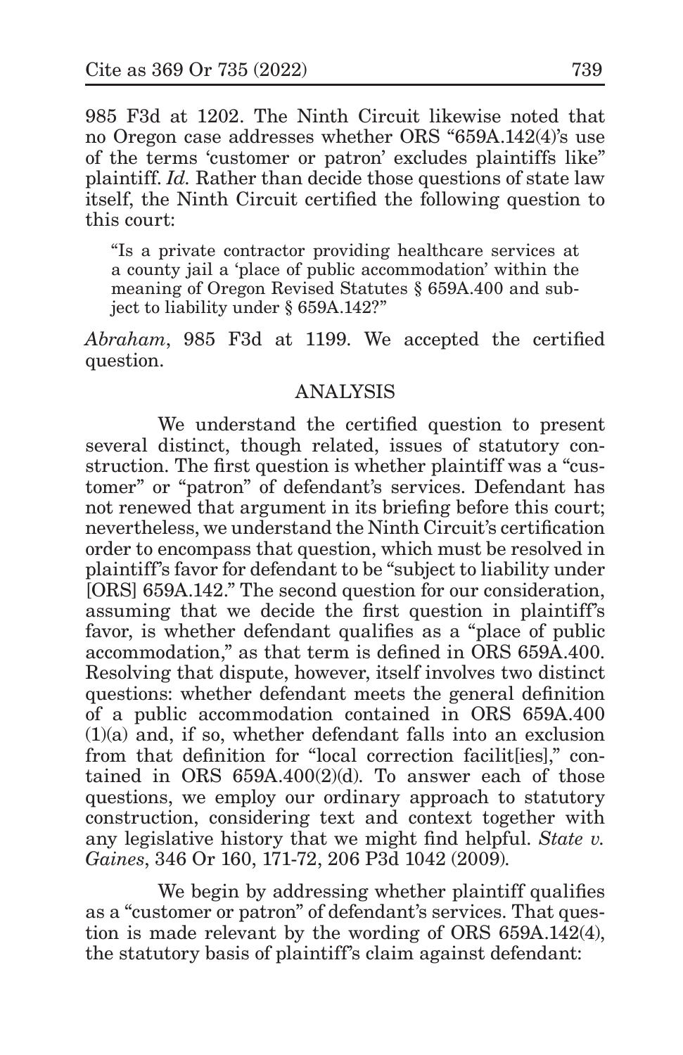985 F3d at 1202. The Ninth Circuit likewise noted that no Oregon case addresses whether ORS "659A.142(4)'s use of the terms 'customer or patron' excludes plaintiffs like" plaintiff. *Id.* Rather than decide those questions of state law itself, the Ninth Circuit certified the following question to this court:

> "Is a private contractor providing healthcare services at a county jail a 'place of public accommodation' within the meaning of Oregon Revised Statutes § 659A.400 and subject to liability under § 659A.142?"

*Abraham*, 985 F3d at 1199. We accepted the certified question.

## ANALYSIS

We understand the certified question to present several distinct, though related, issues of statutory construction. The first question is whether plaintiff was a "customer" or "patron" of defendant's services. Defendant has not renewed that argument in its briefing before this court; nevertheless, we understand the Ninth Circuit's certification order to encompass that question, which must be resolved in plaintiff's favor for defendant to be "subject to liability under [ORS] 659A.142." The second question for our consideration, assuming that we decide the first question in plaintiff's favor, is whether defendant qualifies as a "place of public accommodation," as that term is defined in ORS 659A.400. Resolving that dispute, however, itself involves two distinct questions: whether defendant meets the general definition of a public accommodation contained in ORS 659A.400 (1)(a) and, if so, whether defendant falls into an exclusion from that definition for "local correction facilit[ies]," contained in ORS 659A.400(2)(d). To answer each of those questions, we employ our ordinary approach to statutory construction, considering text and context together with any legislative history that we might find helpful. *State v. Gaines*, 346 Or 160, 171-72, 206 P3d 1042 (2009).

We begin by addressing whether plaintiff qualifies as a "customer or patron" of defendant's services. That question is made relevant by the wording of ORS 659A.142(4), the statutory basis of plaintiff's claim against defendant: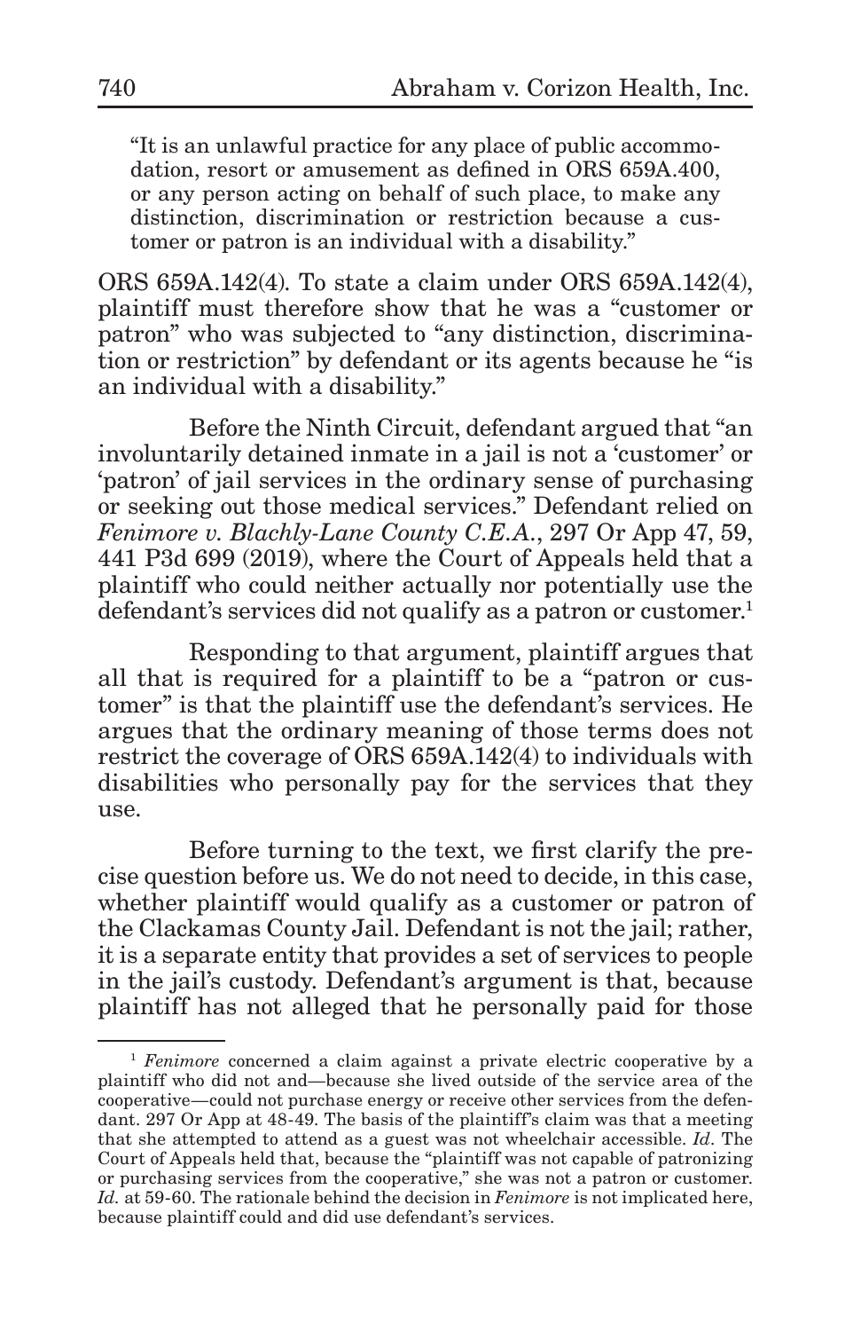"It is an unlawful practice for any place of public accommodation, resort or amusement as defined in ORS 659A.400, or any person acting on behalf of such place, to make any distinction, discrimination or restriction because a customer or patron is an individual with a disability."

ORS 659A.142(4). To state a claim under ORS 659A.142(4), plaintiff must therefore show that he was a "customer or patron" who was subjected to "any distinction, discrimination or restriction" by defendant or its agents because he "is an individual with a disability."

Before the Ninth Circuit, defendant argued that "an involuntarily detained inmate in a jail is not a 'customer' or 'patron' of jail services in the ordinary sense of purchasing or seeking out those medical services." Defendant relied on *Fenimore v. Blachly-Lane County C.E.A.*, 297 Or App 47, 59, 441 P3d 699 (2019), where the Court of Appeals held that a plaintiff who could neither actually nor potentially use the defendant's services did not qualify as a patron or customer.[1]

Responding to that argument, plaintiff argues that all that is required for a plaintiff to be a "patron or customer" is that the plaintiff use the defendant's services. He argues that the ordinary meaning of those terms does not restrict the coverage of ORS 659A.142(4) to individuals with disabilities who personally pay for the services that they use.

Before turning to the text, we first clarify the precise question before us. We do not need to decide, in this case, whether plaintiff would qualify as a customer or patron of the Clackamas County Jail. Defendant is not the jail; rather, it is a separate entity that provides a set of services to people in the jail's custody. Defendant's argument is that, because plaintiff has not alleged that he personally paid for those

[1] *Fenimore* concerned a claim against a private electric cooperative by a plaintiff who did not and—because she lived outside of the service area of the cooperative—could not purchase energy or receive other services from the defendant. 297 Or App at 48-49. The basis of the plaintiff's claim was that a meeting that she attempted to attend as a guest was not wheelchair accessible. *Id*. The Court of Appeals held that, because the "plaintiff was not capable of patronizing or purchasing services from the cooperative," she was not a patron or customer. *Id.* at 59-60. The rationale behind the decision in *Fenimore* is not implicated here, because plaintiff could and did use defendant's services.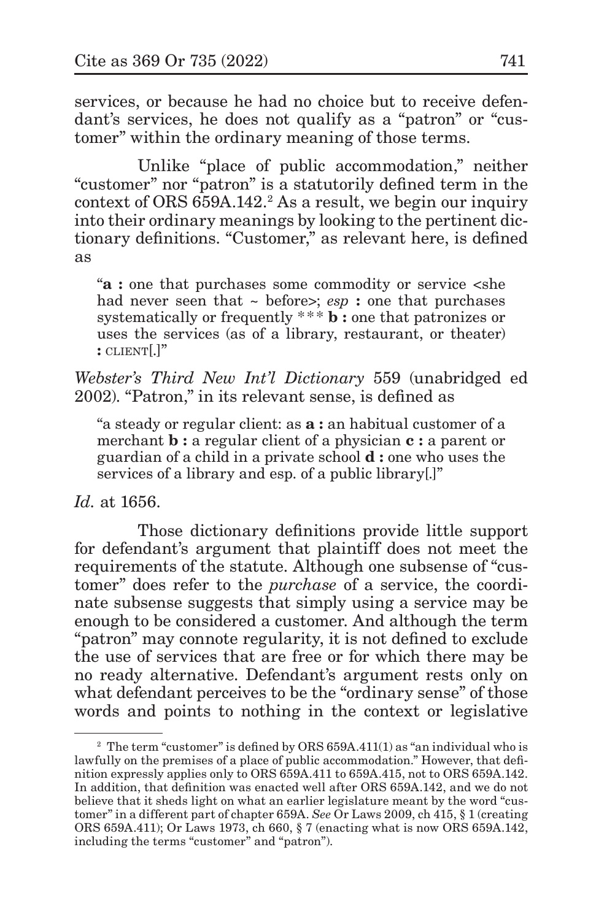services, or because he had no choice but to receive defendant's services, he does not qualify as a "patron" or "customer" within the ordinary meaning of those terms.

Unlike "place of public accommodation," neither "customer" nor "patron" is a statutorily defined term in the context of ORS 659A.142.[2] As a result, we begin our inquiry into their ordinary meanings by looking to the pertinent dictionary definitions. "Customer," as relevant here, is defined as

> "**a :** one that purchases some commodity or service <she had never seen that ~ before>; *esp* **:** one that purchases systematically or frequently * * * **b :** one that patronizes or uses the services (as of a library, restaurant, or theater) **:** CLIENT[.]"

*Webster's Third New Int'l Dictionary* 559 (unabridged ed 2002). "Patron," in its relevant sense, is defined as

> "a steady or regular client: as **a :** an habitual customer of a merchant **b :** a regular client of a physician **c :** a parent or guardian of a child in a private school **d :** one who uses the services of a library and esp. of a public library[.]"

*Id.* at 1656.

Those dictionary definitions provide little support for defendant's argument that plaintiff does not meet the requirements of the statute. Although one subsense of "customer" does refer to the *purchase* of a service, the coordinate subsense suggests that simply using a service may be enough to be considered a customer. And although the term "patron" may connote regularity, it is not defined to exclude the use of services that are free or for which there may be no ready alternative. Defendant's argument rests only on what defendant perceives to be the "ordinary sense" of those words and points to nothing in the context or legislative

---

[2] The term "customer" is defined by ORS 659A.411(1) as "an individual who is lawfully on the premises of a place of public accommodation." However, that definition expressly applies only to ORS 659A.411 to 659A.415, not to ORS 659A.142. In addition, that definition was enacted well after ORS 659A.142, and we do not believe that it sheds light on what an earlier legislature meant by the word "customer" in a different part of chapter 659A. *See* Or Laws 2009, ch 415, § 1 (creating ORS 659A.411); Or Laws 1973, ch 660, § 7 (enacting what is now ORS 659A.142, including the terms "customer" and "patron").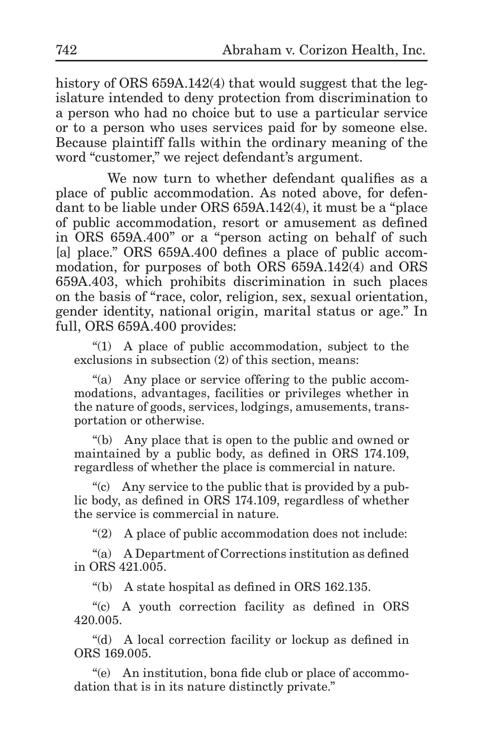history of ORS 659A.142(4) that would suggest that the legislature intended to deny protection from discrimination to a person who had no choice but to use a particular service or to a person who uses services paid for by someone else. Because plaintiff falls within the ordinary meaning of the word "customer," we reject defendant's argument.

We now turn to whether defendant qualifies as a place of public accommodation. As noted above, for defendant to be liable under ORS 659A.142(4), it must be a "place of public accommodation, resort or amusement as defined in ORS 659A.400" or a "person acting on behalf of such [a] place." ORS 659A.400 defines a place of public accommodation, for purposes of both ORS 659A.142(4) and ORS 659A.403, which prohibits discrimination in such places on the basis of "race, color, religion, sex, sexual orientation, gender identity, national origin, marital status or age." In full, ORS 659A.400 provides:

> "(1) A place of public accommodation, subject to the exclusions in subsection (2) of this section, means:
>
> "(a) Any place or service offering to the public accommodations, advantages, facilities or privileges whether in the nature of goods, services, lodgings, amusements, transportation or otherwise.
>
> "(b) Any place that is open to the public and owned or maintained by a public body, as defined in ORS 174.109, regardless of whether the place is commercial in nature.
>
> "(c) Any service to the public that is provided by a public body, as defined in ORS 174.109, regardless of whether the service is commercial in nature.
>
> "(2) A place of public accommodation does not include:
>
> "(a) A Department of Corrections institution as defined in ORS 421.005.
>
> "(b) A state hospital as defined in ORS 162.135.
>
> "(c) A youth correction facility as defined in ORS 420.005.
>
> "(d) A local correction facility or lockup as defined in ORS 169.005.
>
> "(e) An institution, bona fide club or place of accommodation that is in its nature distinctly private."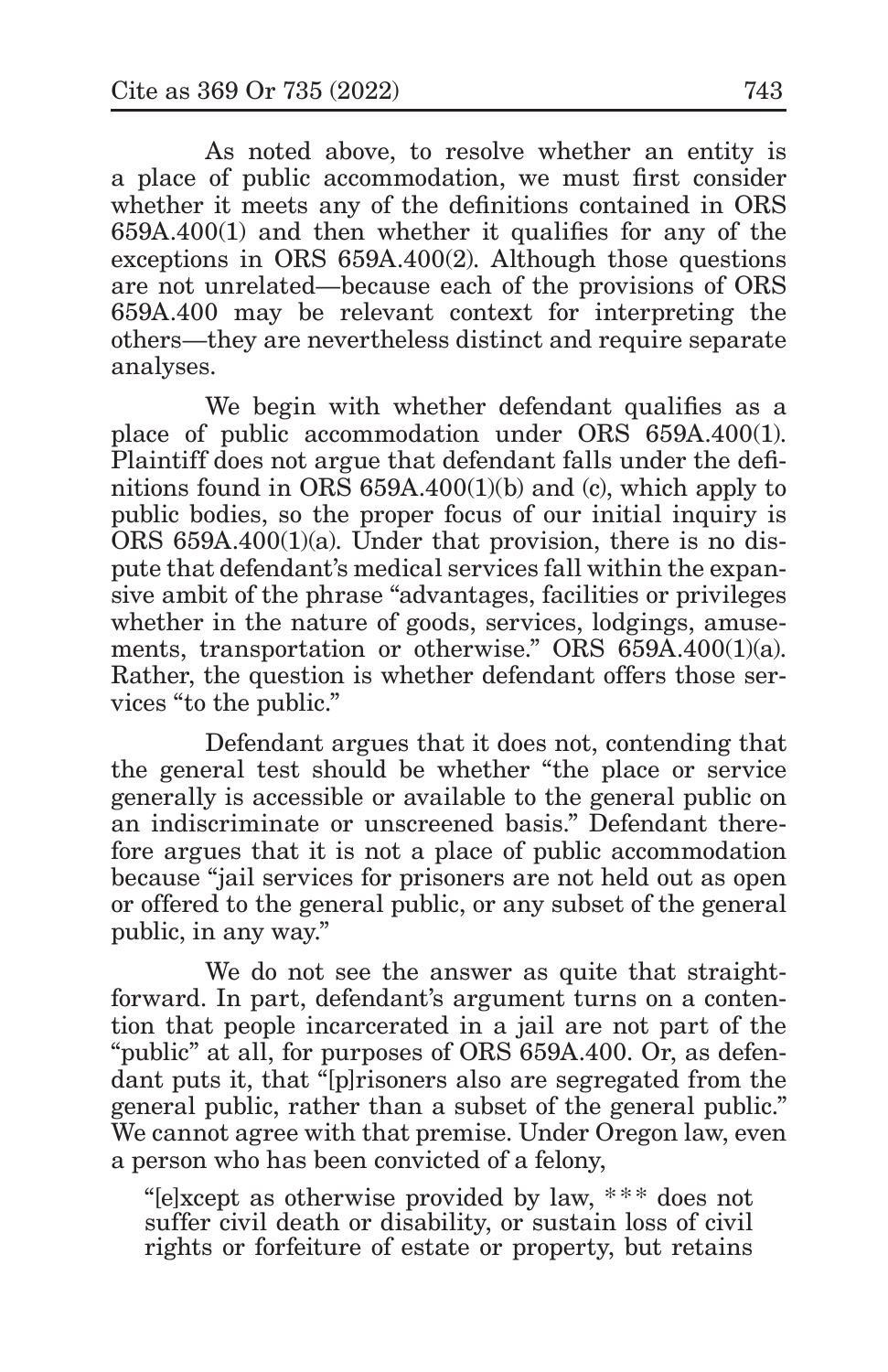As noted above, to resolve whether an entity is a place of public accommodation, we must first consider whether it meets any of the definitions contained in ORS 659A.400(1) and then whether it qualifies for any of the exceptions in ORS 659A.400(2). Although those questions are not unrelated—because each of the provisions of ORS 659A.400 may be relevant context for interpreting the others—they are nevertheless distinct and require separate analyses.

We begin with whether defendant qualifies as a place of public accommodation under ORS 659A.400(1). Plaintiff does not argue that defendant falls under the definitions found in ORS 659A.400(1)(b) and (c), which apply to public bodies, so the proper focus of our initial inquiry is ORS 659A.400(1)(a). Under that provision, there is no dispute that defendant's medical services fall within the expansive ambit of the phrase "advantages, facilities or privileges whether in the nature of goods, services, lodgings, amusements, transportation or otherwise." ORS 659A.400(1)(a). Rather, the question is whether defendant offers those services "to the public."

Defendant argues that it does not, contending that the general test should be whether "the place or service generally is accessible or available to the general public on an indiscriminate or unscreened basis." Defendant therefore argues that it is not a place of public accommodation because "jail services for prisoners are not held out as open or offered to the general public, or any subset of the general public, in any way."

We do not see the answer as quite that straightforward. In part, defendant's argument turns on a contention that people incarcerated in a jail are not part of the "public" at all, for purposes of ORS 659A.400. Or, as defendant puts it, that "[p]risoners also are segregated from the general public, rather than a subset of the general public." We cannot agree with that premise. Under Oregon law, even a person who has been convicted of a felony,

> "[e]xcept as otherwise provided by law, *** does not suffer civil death or disability, or sustain loss of civil rights or forfeiture of estate or property, but retains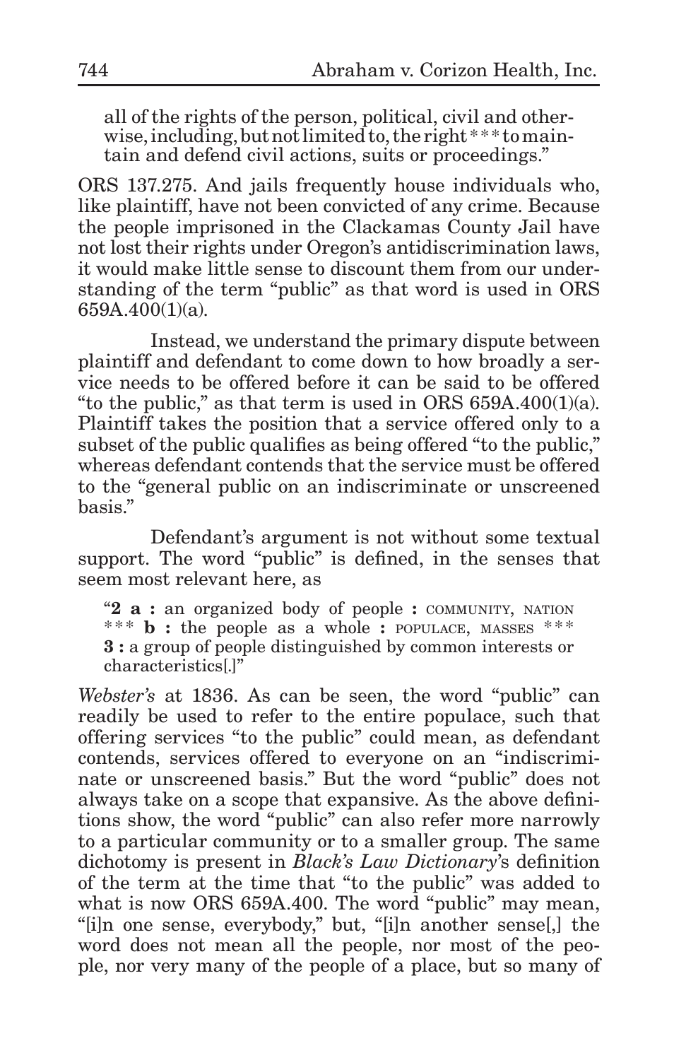> all of the rights of the person, political, civil and otherwise, including, but not limited to, the right *** to maintain and defend civil actions, suits or proceedings."

ORS 137.275. And jails frequently house individuals who, like plaintiff, have not been convicted of any crime. Because the people imprisoned in the Clackamas County Jail have not lost their rights under Oregon's antidiscrimination laws, it would make little sense to discount them from our understanding of the term "public" as that word is used in ORS 659A.400(1)(a).

Instead, we understand the primary dispute between plaintiff and defendant to come down to how broadly a service needs to be offered before it can be said to be offered "to the public," as that term is used in ORS 659A.400(1)(a). Plaintiff takes the position that a service offered only to a subset of the public qualifies as being offered "to the public," whereas defendant contends that the service must be offered to the "general public on an indiscriminate or unscreened basis."

Defendant's argument is not without some textual support. The word "public" is defined, in the senses that seem most relevant here, as

> "**2 a :** an organized body of people **:** COMMUNITY, NATION *** **b :** the people as a whole **:** POPULACE, MASSES *** **3 :** a group of people distinguished by common interests or characteristics[.]"

*Webster's* at 1836. As can be seen, the word "public" can readily be used to refer to the entire populace, such that offering services "to the public" could mean, as defendant contends, services offered to everyone on an "indiscriminate or unscreened basis." But the word "public" does not always take on a scope that expansive. As the above definitions show, the word "public" can also refer more narrowly to a particular community or to a smaller group. The same dichotomy is present in *Black's Law Dictionary*'s definition of the term at the time that "to the public" was added to what is now ORS 659A.400. The word "public" may mean, "[i]n one sense, everybody," but, "[i]n another sense[,] the word does not mean all the people, nor most of the people, nor very many of the people of a place, but so many of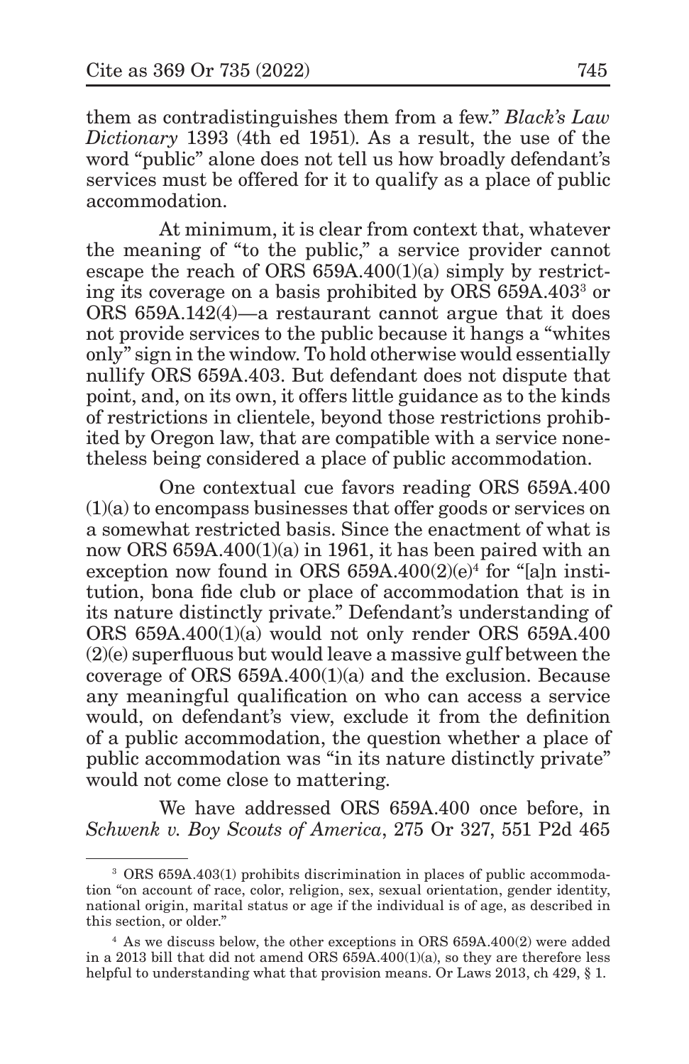them as contradistinguishes them from a few." *Black's Law Dictionary* 1393 (4th ed 1951). As a result, the use of the word "public" alone does not tell us how broadly defendant's services must be offered for it to qualify as a place of public accommodation.

At minimum, it is clear from context that, whatever the meaning of "to the public," a service provider cannot escape the reach of ORS 659A.400(1)(a) simply by restricting its coverage on a basis prohibited by ORS 659A.403[3] or ORS 659A.142(4)—a restaurant cannot argue that it does not provide services to the public because it hangs a "whites only" sign in the window. To hold otherwise would essentially nullify ORS 659A.403. But defendant does not dispute that point, and, on its own, it offers little guidance as to the kinds of restrictions in clientele, beyond those restrictions prohibited by Oregon law, that are compatible with a service nonetheless being considered a place of public accommodation.

One contextual cue favors reading ORS 659A.400 (1)(a) to encompass businesses that offer goods or services on a somewhat restricted basis. Since the enactment of what is now ORS 659A.400(1)(a) in 1961, it has been paired with an exception now found in ORS 659A.400(2)(e)[4] for "[a]n institution, bona fide club or place of accommodation that is in its nature distinctly private." Defendant's understanding of ORS 659A.400(1)(a) would not only render ORS 659A.400 (2)(e) superfluous but would leave a massive gulf between the coverage of ORS 659A.400(1)(a) and the exclusion. Because any meaningful qualification on who can access a service would, on defendant's view, exclude it from the definition of a public accommodation, the question whether a place of public accommodation was "in its nature distinctly private" would not come close to mattering.

We have addressed ORS 659A.400 once before, in *Schwenk v. Boy Scouts of America*, 275 Or 327, 551 P2d 465

---

[3] ORS 659A.403(1) prohibits discrimination in places of public accommodation "on account of race, color, religion, sex, sexual orientation, gender identity, national origin, marital status or age if the individual is of age, as described in this section, or older."

[4] As we discuss below, the other exceptions in ORS 659A.400(2) were added in a 2013 bill that did not amend ORS 659A.400(1)(a), so they are therefore less helpful to understanding what that provision means. Or Laws 2013, ch 429, § 1.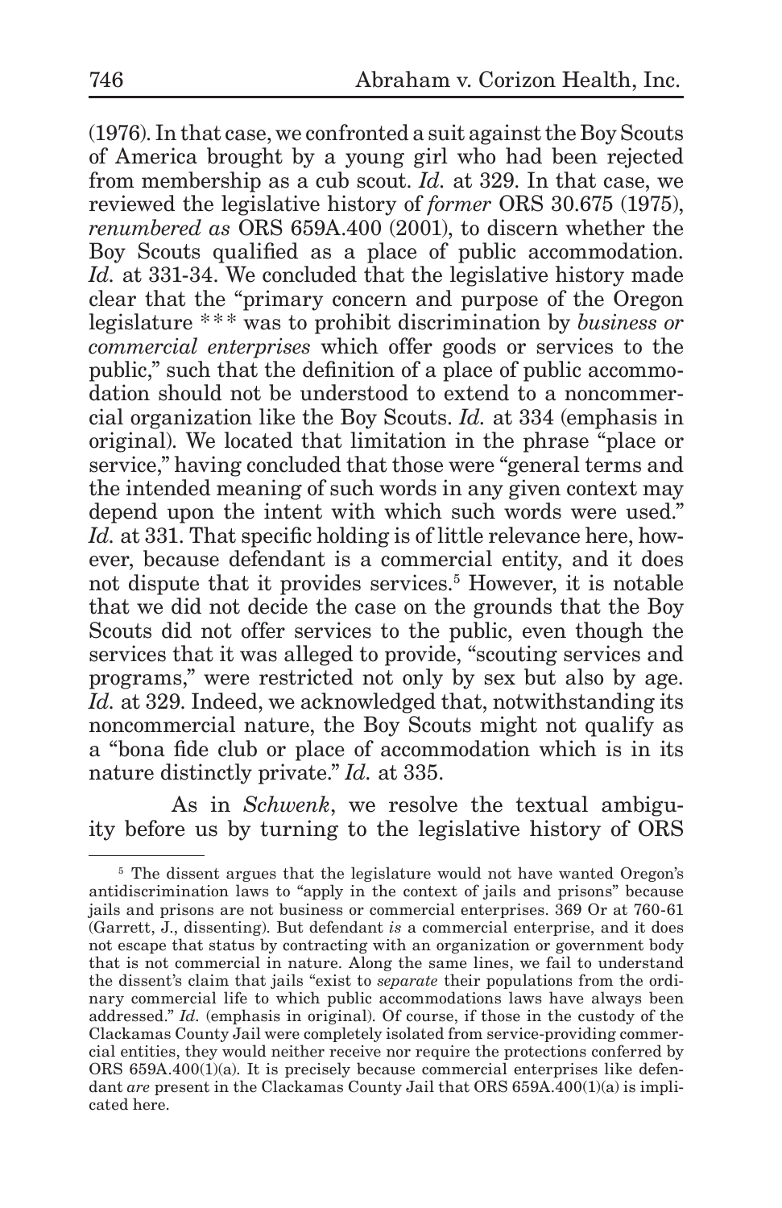(1976). In that case, we confronted a suit against the Boy Scouts of America brought by a young girl who had been rejected from membership as a cub scout. *Id.* at 329. In that case, we reviewed the legislative history of *former* ORS 30.675 (1975), *renumbered as* ORS 659A.400 (2001), to discern whether the Boy Scouts qualified as a place of public accommodation. *Id.* at 331-34. We concluded that the legislative history made clear that the "primary concern and purpose of the Oregon legislature \*\*\* was to prohibit discrimination by *business or commercial enterprises* which offer goods or services to the public," such that the definition of a place of public accommodation should not be understood to extend to a noncommercial organization like the Boy Scouts. *Id.* at 334 (emphasis in original). We located that limitation in the phrase "place or service," having concluded that those were "general terms and the intended meaning of such words in any given context may depend upon the intent with which such words were used." *Id.* at 331. That specific holding is of little relevance here, however, because defendant is a commercial entity, and it does not dispute that it provides services.[5] However, it is notable that we did not decide the case on the grounds that the Boy Scouts did not offer services to the public, even though the services that it was alleged to provide, "scouting services and programs," were restricted not only by sex but also by age. *Id.* at 329. Indeed, we acknowledged that, notwithstanding its noncommercial nature, the Boy Scouts might not qualify as a "bona fide club or place of accommodation which is in its nature distinctly private." *Id.* at 335.

As in *Schwenk*, we resolve the textual ambiguity before us by turning to the legislative history of ORS

---

[5] The dissent argues that the legislature would not have wanted Oregon's antidiscrimination laws to "apply in the context of jails and prisons" because jails and prisons are not business or commercial enterprises. 369 Or at 760-61 (Garrett, J., dissenting). But defendant *is* a commercial enterprise, and it does not escape that status by contracting with an organization or government body that is not commercial in nature. Along the same lines, we fail to understand the dissent's claim that jails "exist to *separate* their populations from the ordinary commercial life to which public accommodations laws have always been addressed." *Id.* (emphasis in original). Of course, if those in the custody of the Clackamas County Jail were completely isolated from service-providing commercial entities, they would neither receive nor require the protections conferred by ORS 659A.400(1)(a). It is precisely because commercial enterprises like defendant *are* present in the Clackamas County Jail that ORS 659A.400(1)(a) is implicated here.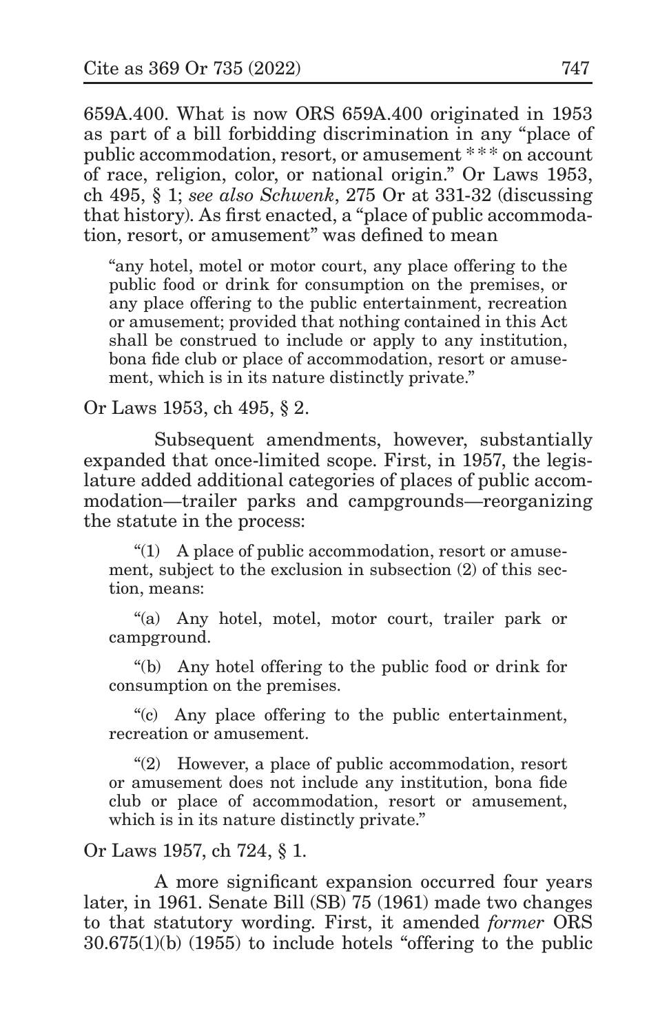659A.400. What is now ORS 659A.400 originated in 1953 as part of a bill forbidding discrimination in any "place of public accommodation, resort, or amusement * * * on account of race, religion, color, or national origin." Or Laws 1953, ch 495, § 1; *see also Schwenk*, 275 Or at 331-32 (discussing that history). As first enacted, a "place of public accommodation, resort, or amusement" was defined to mean

> "any hotel, motel or motor court, any place offering to the public food or drink for consumption on the premises, or any place offering to the public entertainment, recreation or amusement; provided that nothing contained in this Act shall be construed to include or apply to any institution, bona fide club or place of accommodation, resort or amusement, which is in its nature distinctly private."

Or Laws 1953, ch 495, § 2.

Subsequent amendments, however, substantially expanded that once-limited scope. First, in 1957, the legislature added additional categories of places of public accommodation—trailer parks and campgrounds—reorganizing the statute in the process:

> "(1) A place of public accommodation, resort or amusement, subject to the exclusion in subsection (2) of this section, means:
>
> "(a) Any hotel, motel, motor court, trailer park or campground.
>
> "(b) Any hotel offering to the public food or drink for consumption on the premises.
>
> "(c) Any place offering to the public entertainment, recreation or amusement.
>
> "(2) However, a place of public accommodation, resort or amusement does not include any institution, bona fide club or place of accommodation, resort or amusement, which is in its nature distinctly private."

Or Laws 1957, ch 724, § 1.

A more significant expansion occurred four years later, in 1961. Senate Bill (SB) 75 (1961) made two changes to that statutory wording. First, it amended *former* ORS 30.675(1)(b) (1955) to include hotels "offering to the public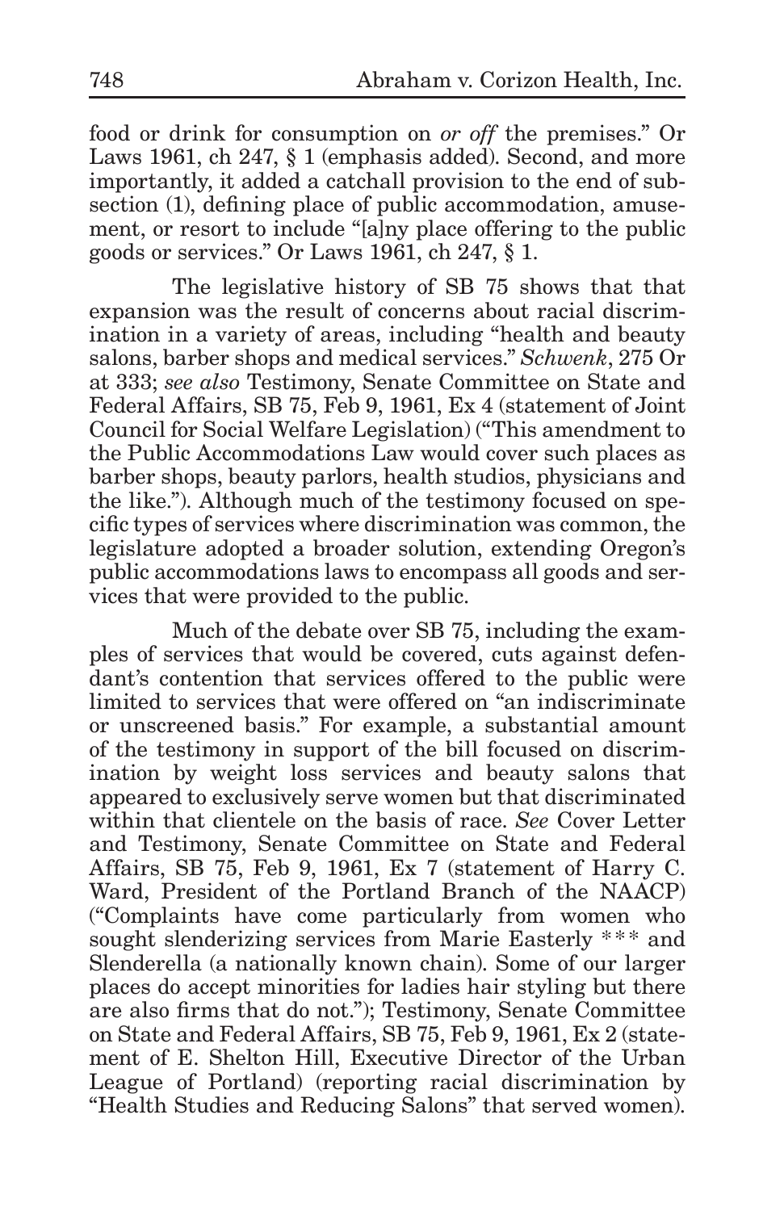food or drink for consumption on *or off* the premises." Or Laws 1961, ch 247, § 1 (emphasis added). Second, and more importantly, it added a catchall provision to the end of subsection (1), defining place of public accommodation, amusement, or resort to include "[a]ny place offering to the public goods or services." Or Laws 1961, ch 247, § 1.

The legislative history of SB 75 shows that that expansion was the result of concerns about racial discrimination in a variety of areas, including "health and beauty salons, barber shops and medical services." *Schwenk*, 275 Or at 333; *see also* Testimony, Senate Committee on State and Federal Affairs, SB 75, Feb 9, 1961, Ex 4 (statement of Joint Council for Social Welfare Legislation) ("This amendment to the Public Accommodations Law would cover such places as barber shops, beauty parlors, health studios, physicians and the like."). Although much of the testimony focused on specific types of services where discrimination was common, the legislature adopted a broader solution, extending Oregon's public accommodations laws to encompass all goods and services that were provided to the public.

Much of the debate over SB 75, including the examples of services that would be covered, cuts against defendant's contention that services offered to the public were limited to services that were offered on "an indiscriminate or unscreened basis." For example, a substantial amount of the testimony in support of the bill focused on discrimination by weight loss services and beauty salons that appeared to exclusively serve women but that discriminated within that clientele on the basis of race. *See* Cover Letter and Testimony, Senate Committee on State and Federal Affairs, SB 75, Feb 9, 1961, Ex 7 (statement of Harry C. Ward, President of the Portland Branch of the NAACP) ("Complaints have come particularly from women who sought slenderizing services from Marie Easterly *** and Slenderella (a nationally known chain). Some of our larger places do accept minorities for ladies hair styling but there are also firms that do not."); Testimony, Senate Committee on State and Federal Affairs, SB 75, Feb 9, 1961, Ex 2 (statement of E. Shelton Hill, Executive Director of the Urban League of Portland) (reporting racial discrimination by "Health Studies and Reducing Salons" that served women).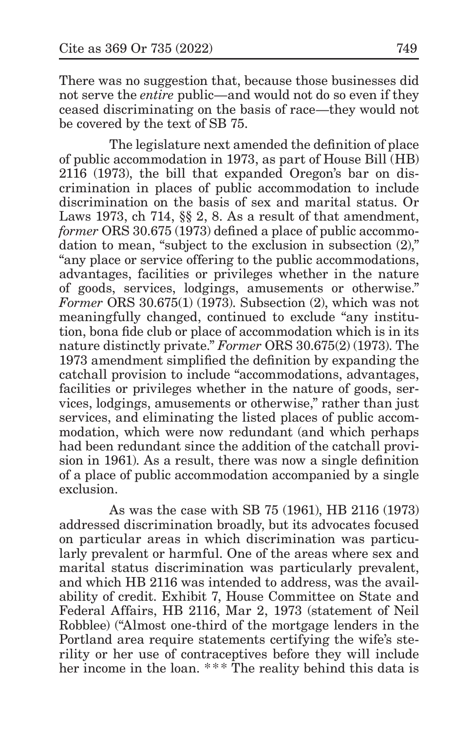There was no suggestion that, because those businesses did not serve the *entire* public—and would not do so even if they ceased discriminating on the basis of race—they would not be covered by the text of SB 75.

The legislature next amended the definition of place of public accommodation in 1973, as part of House Bill (HB) 2116 (1973), the bill that expanded Oregon's bar on discrimination in places of public accommodation to include discrimination on the basis of sex and marital status. Or Laws 1973, ch 714, §§ 2, 8. As a result of that amendment, *former* ORS 30.675 (1973) defined a place of public accommodation to mean, "subject to the exclusion in subsection (2)," "any place or service offering to the public accommodations, advantages, facilities or privileges whether in the nature of goods, services, lodgings, amusements or otherwise." *Former* ORS 30.675(1) (1973). Subsection (2), which was not meaningfully changed, continued to exclude "any institution, bona fide club or place of accommodation which is in its nature distinctly private." *Former* ORS 30.675(2) (1973). The 1973 amendment simplified the definition by expanding the catchall provision to include "accommodations, advantages, facilities or privileges whether in the nature of goods, services, lodgings, amusements or otherwise," rather than just services, and eliminating the listed places of public accommodation, which were now redundant (and which perhaps had been redundant since the addition of the catchall provision in 1961). As a result, there was now a single definition of a place of public accommodation accompanied by a single exclusion.

As was the case with SB 75 (1961), HB 2116 (1973) addressed discrimination broadly, but its advocates focused on particular areas in which discrimination was particularly prevalent or harmful. One of the areas where sex and marital status discrimination was particularly prevalent, and which HB 2116 was intended to address, was the availability of credit. Exhibit 7, House Committee on State and Federal Affairs, HB 2116, Mar 2, 1973 (statement of Neil Robblee) ("Almost one-third of the mortgage lenders in the Portland area require statements certifying the wife's sterility or her use of contraceptives before they will include her income in the loan. *** The reality behind this data is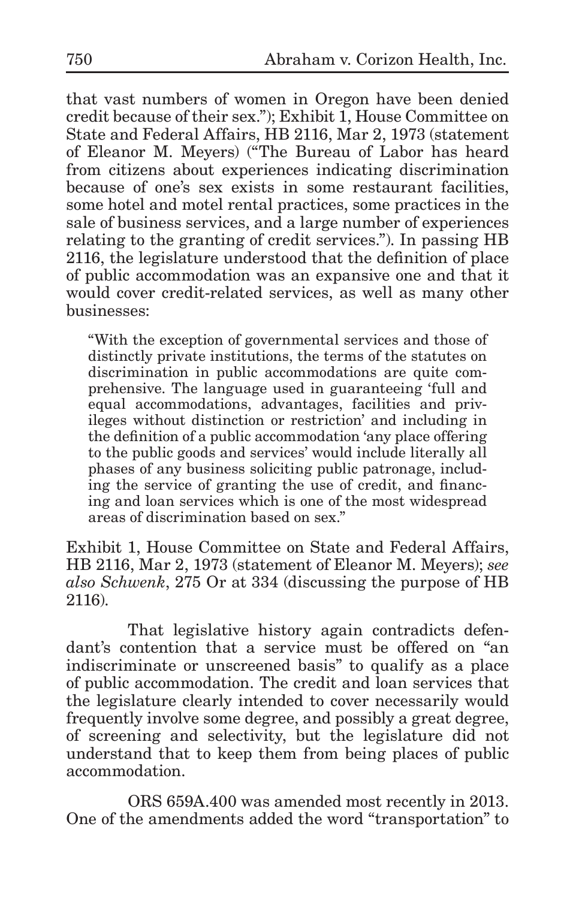that vast numbers of women in Oregon have been denied credit because of their sex."); Exhibit 1, House Committee on State and Federal Affairs, HB 2116, Mar 2, 1973 (statement of Eleanor M. Meyers) ("The Bureau of Labor has heard from citizens about experiences indicating discrimination because of one's sex exists in some restaurant facilities, some hotel and motel rental practices, some practices in the sale of business services, and a large number of experiences relating to the granting of credit services."). In passing HB 2116, the legislature understood that the definition of place of public accommodation was an expansive one and that it would cover credit-related services, as well as many other businesses:

> "With the exception of governmental services and those of distinctly private institutions, the terms of the statutes on discrimination in public accommodations are quite comprehensive. The language used in guaranteeing 'full and equal accommodations, advantages, facilities and privileges without distinction or restriction' and including in the definition of a public accommodation 'any place offering to the public goods and services' would include literally all phases of any business soliciting public patronage, including the service of granting the use of credit, and financing and loan services which is one of the most widespread areas of discrimination based on sex."

Exhibit 1, House Committee on State and Federal Affairs, HB 2116, Mar 2, 1973 (statement of Eleanor M. Meyers); *see also Schwenk*, 275 Or at 334 (discussing the purpose of HB 2116).

That legislative history again contradicts defendant's contention that a service must be offered on "an indiscriminate or unscreened basis" to qualify as a place of public accommodation. The credit and loan services that the legislature clearly intended to cover necessarily would frequently involve some degree, and possibly a great degree, of screening and selectivity, but the legislature did not understand that to keep them from being places of public accommodation.

ORS 659A.400 was amended most recently in 2013. One of the amendments added the word "transportation" to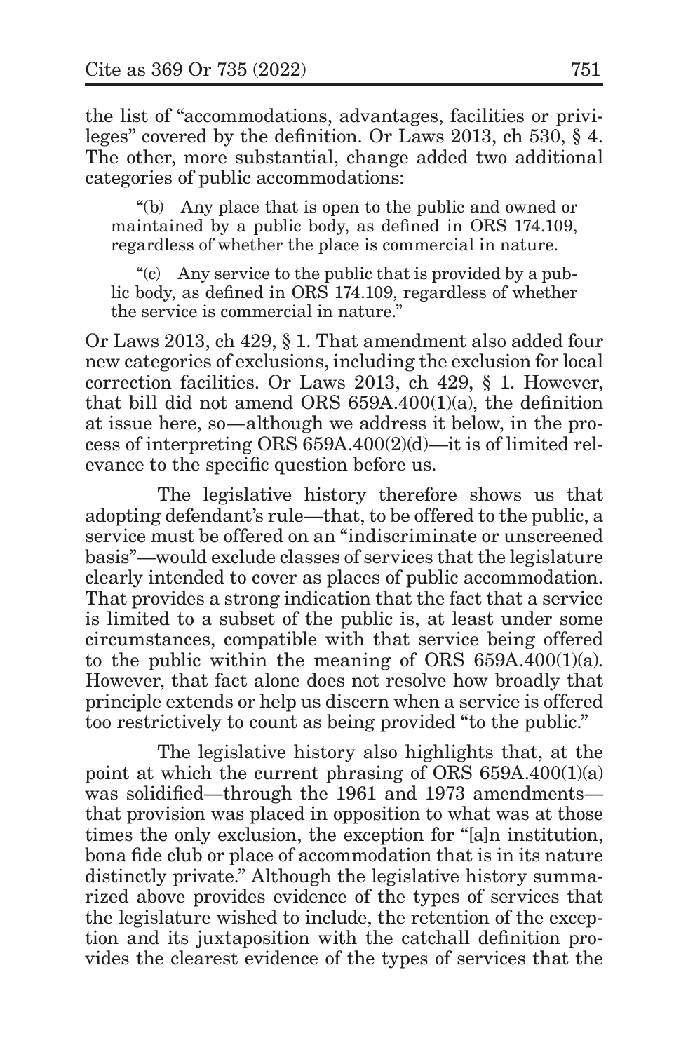the list of "accommodations, advantages, facilities or privileges" covered by the definition. Or Laws 2013, ch 530, § 4. The other, more substantial, change added two additional categories of public accommodations:

> "(b) Any place that is open to the public and owned or maintained by a public body, as defined in ORS 174.109, regardless of whether the place is commercial in nature.
>
> "(c) Any service to the public that is provided by a public body, as defined in ORS 174.109, regardless of whether the service is commercial in nature."

Or Laws 2013, ch 429, § 1. That amendment also added four new categories of exclusions, including the exclusion for local correction facilities. Or Laws 2013, ch 429, § 1. However, that bill did not amend ORS 659A.400(1)(a), the definition at issue here, so—although we address it below, in the process of interpreting ORS 659A.400(2)(d)—it is of limited relevance to the specific question before us.

The legislative history therefore shows us that adopting defendant's rule—that, to be offered to the public, a service must be offered on an "indiscriminate or unscreened basis"—would exclude classes of services that the legislature clearly intended to cover as places of public accommodation. That provides a strong indication that the fact that a service is limited to a subset of the public is, at least under some circumstances, compatible with that service being offered to the public within the meaning of ORS 659A.400(1)(a). However, that fact alone does not resolve how broadly that principle extends or help us discern when a service is offered too restrictively to count as being provided "to the public."

The legislative history also highlights that, at the point at which the current phrasing of ORS 659A.400(1)(a) was solidified—through the 1961 and 1973 amendments—that provision was placed in opposition to what was at those times the only exclusion, the exception for "[a]n institution, bona fide club or place of accommodation that is in its nature distinctly private." Although the legislative history summarized above provides evidence of the types of services that the legislature wished to include, the retention of the exception and its juxtaposition with the catchall definition provides the clearest evidence of the types of services that the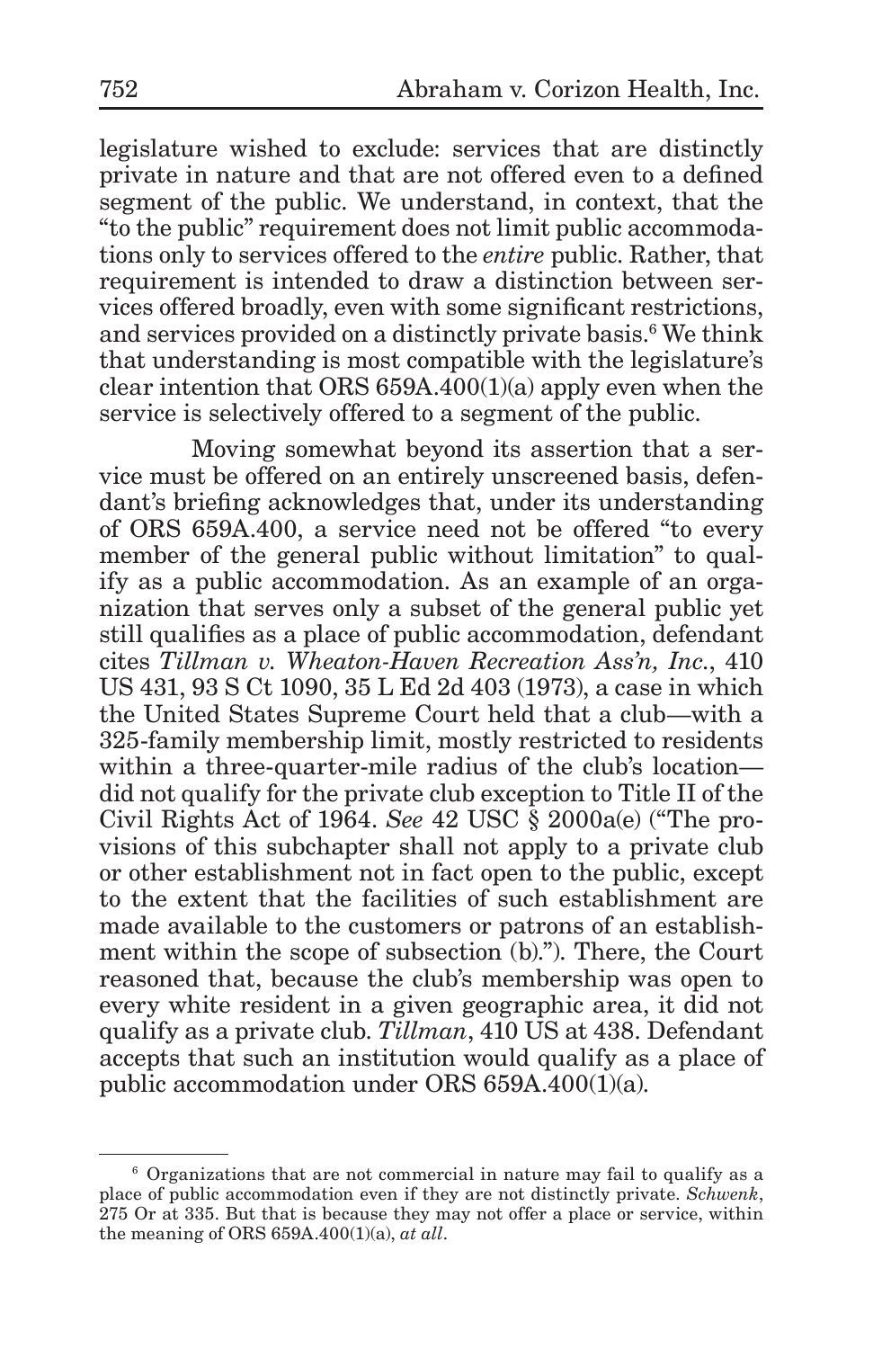legislature wished to exclude: services that are distinctly private in nature and that are not offered even to a defined segment of the public. We understand, in context, that the "to the public" requirement does not limit public accommodations only to services offered to the *entire* public. Rather, that requirement is intended to draw a distinction between services offered broadly, even with some significant restrictions, and services provided on a distinctly private basis.[6] We think that understanding is most compatible with the legislature's clear intention that ORS 659A.400(1)(a) apply even when the service is selectively offered to a segment of the public.

Moving somewhat beyond its assertion that a service must be offered on an entirely unscreened basis, defendant's briefing acknowledges that, under its understanding of ORS 659A.400, a service need not be offered "to every member of the general public without limitation" to qualify as a public accommodation. As an example of an organization that serves only a subset of the general public yet still qualifies as a place of public accommodation, defendant cites *Tillman v. Wheaton-Haven Recreation Ass'n, Inc.*, 410 US 431, 93 S Ct 1090, 35 L Ed 2d 403 (1973), a case in which the United States Supreme Court held that a club—with a 325-family membership limit, mostly restricted to residents within a three-quarter-mile radius of the club's location—did not qualify for the private club exception to Title II of the Civil Rights Act of 1964. *See* 42 USC § 2000a(e) ("The provisions of this subchapter shall not apply to a private club or other establishment not in fact open to the public, except to the extent that the facilities of such establishment are made available to the customers or patrons of an establishment within the scope of subsection (b)."). There, the Court reasoned that, because the club's membership was open to every white resident in a given geographic area, it did not qualify as a private club. *Tillman*, 410 US at 438. Defendant accepts that such an institution would qualify as a place of public accommodation under ORS 659A.400(1)(a).

---

[6] Organizations that are not commercial in nature may fail to qualify as a place of public accommodation even if they are not distinctly private. *Schwenk*, 275 Or at 335. But that is because they may not offer a place or service, within the meaning of ORS 659A.400(1)(a), *at all*.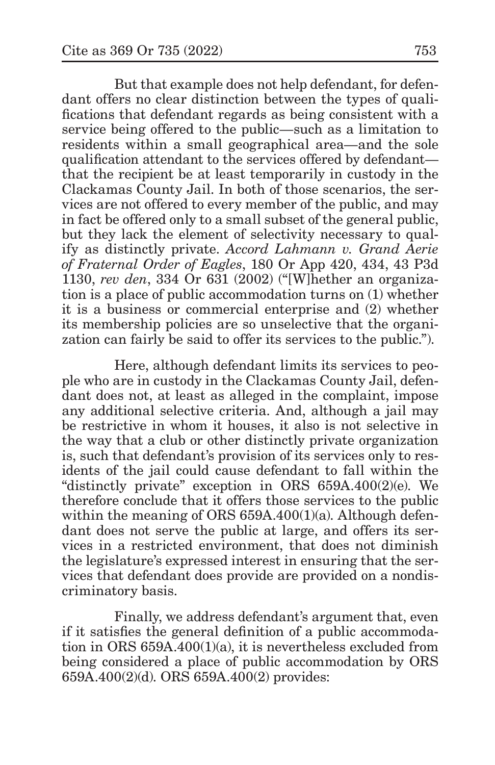But that example does not help defendant, for defendant offers no clear distinction between the types of qualifications that defendant regards as being consistent with a service being offered to the public—such as a limitation to residents within a small geographical area—and the sole qualification attendant to the services offered by defendant—that the recipient be at least temporarily in custody in the Clackamas County Jail. In both of those scenarios, the services are not offered to every member of the public, and may in fact be offered only to a small subset of the general public, but they lack the element of selectivity necessary to qualify as distinctly private. *Accord Lahmann v. Grand Aerie of Fraternal Order of Eagles*, 180 Or App 420, 434, 43 P3d 1130, *rev den*, 334 Or 631 (2002) ("[W]hether an organization is a place of public accommodation turns on (1) whether it is a business or commercial enterprise and (2) whether its membership policies are so unselective that the organization can fairly be said to offer its services to the public.").

Here, although defendant limits its services to people who are in custody in the Clackamas County Jail, defendant does not, at least as alleged in the complaint, impose any additional selective criteria. And, although a jail may be restrictive in whom it houses, it also is not selective in the way that a club or other distinctly private organization is, such that defendant's provision of its services only to residents of the jail could cause defendant to fall within the "distinctly private" exception in ORS 659A.400(2)(e). We therefore conclude that it offers those services to the public within the meaning of ORS 659A.400(1)(a). Although defendant does not serve the public at large, and offers its services in a restricted environment, that does not diminish the legislature's expressed interest in ensuring that the services that defendant does provide are provided on a nondiscriminatory basis.

Finally, we address defendant's argument that, even if it satisfies the general definition of a public accommodation in ORS 659A.400(1)(a), it is nevertheless excluded from being considered a place of public accommodation by ORS 659A.400(2)(d). ORS 659A.400(2) provides: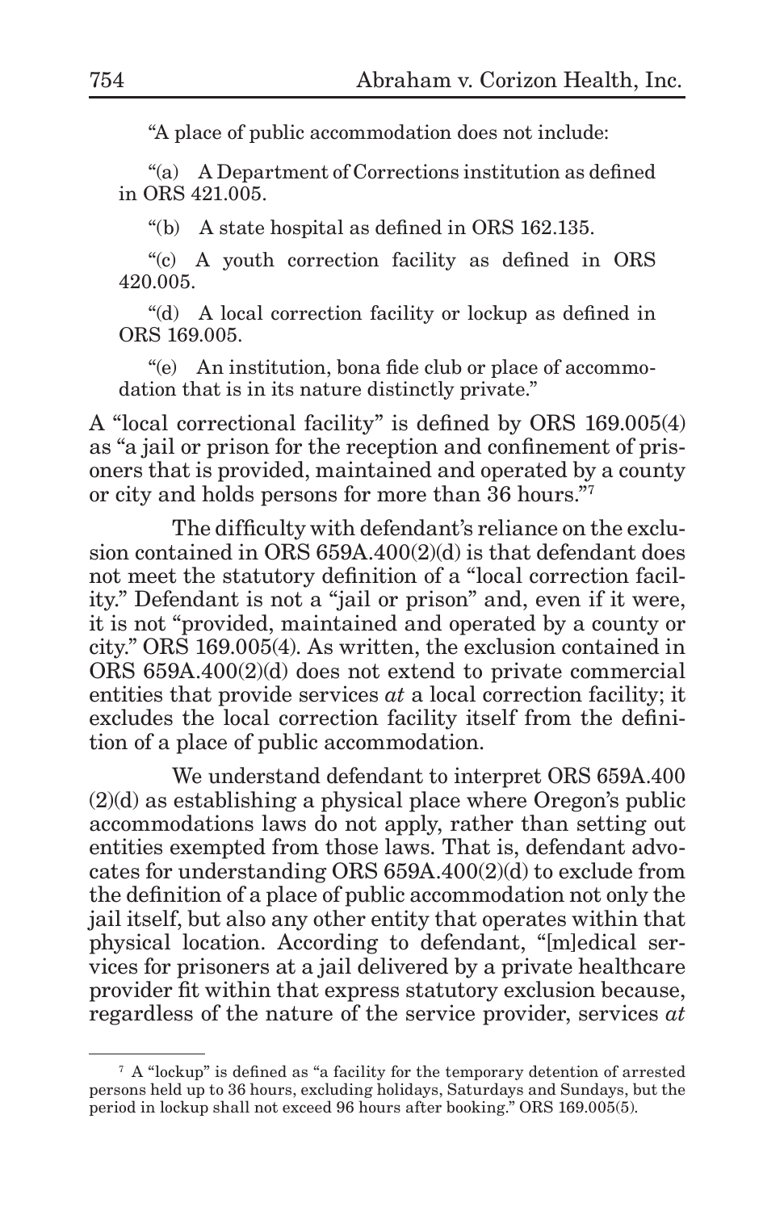"A place of public accommodation does not include:

"(a) A Department of Corrections institution as defined in ORS 421.005.

"(b) A state hospital as defined in ORS 162.135.

"(c) A youth correction facility as defined in ORS 420.005.

"(d) A local correction facility or lockup as defined in ORS 169.005.

"(e) An institution, bona fide club or place of accommodation that is in its nature distinctly private."

A "local correctional facility" is defined by ORS 169.005(4) as "a jail or prison for the reception and confinement of prisoners that is provided, maintained and operated by a county or city and holds persons for more than 36 hours."[7]

The difficulty with defendant's reliance on the exclusion contained in ORS 659A.400(2)(d) is that defendant does not meet the statutory definition of a "local correction facility." Defendant is not a "jail or prison" and, even if it were, it is not "provided, maintained and operated by a county or city." ORS 169.005(4). As written, the exclusion contained in ORS 659A.400(2)(d) does not extend to private commercial entities that provide services *at* a local correction facility; it excludes the local correction facility itself from the definition of a place of public accommodation.

We understand defendant to interpret ORS 659A.400 (2)(d) as establishing a physical place where Oregon's public accommodations laws do not apply, rather than setting out entities exempted from those laws. That is, defendant advocates for understanding ORS 659A.400(2)(d) to exclude from the definition of a place of public accommodation not only the jail itself, but also any other entity that operates within that physical location. According to defendant, "[m]edical services for prisoners at a jail delivered by a private healthcare provider fit within that express statutory exclusion because, regardless of the nature of the service provider, services *at*

[7] A "lockup" is defined as "a facility for the temporary detention of arrested persons held up to 36 hours, excluding holidays, Saturdays and Sundays, but the period in lockup shall not exceed 96 hours after booking." ORS 169.005(5).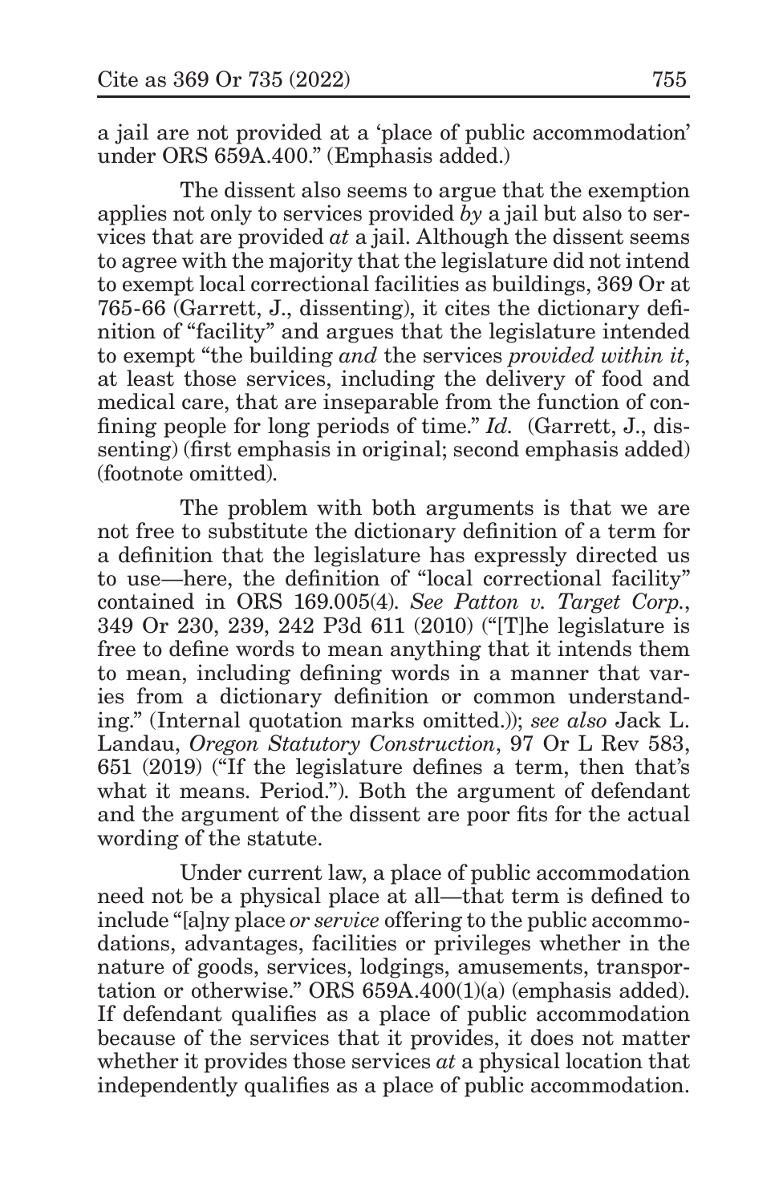a jail are not provided at a 'place of public accommodation' under ORS 659A.400." (Emphasis added.)

The dissent also seems to argue that the exemption applies not only to services provided *by* a jail but also to services that are provided *at* a jail. Although the dissent seems to agree with the majority that the legislature did not intend to exempt local correctional facilities as buildings, 369 Or at 765-66 (Garrett, J., dissenting), it cites the dictionary definition of "facility" and argues that the legislature intended to exempt "the building *and* the services *provided within it*, at least those services, including the delivery of food and medical care, that are inseparable from the function of confining people for long periods of time." *Id.* (Garrett, J., dissenting) (first emphasis in original; second emphasis added) (footnote omitted).

The problem with both arguments is that we are not free to substitute the dictionary definition of a term for a definition that the legislature has expressly directed us to use—here, the definition of "local correctional facility" contained in ORS 169.005(4). *See Patton v. Target Corp.*, 349 Or 230, 239, 242 P3d 611 (2010) ("[T]he legislature is free to define words to mean anything that it intends them to mean, including defining words in a manner that varies from a dictionary definition or common understanding." (Internal quotation marks omitted.)); *see also* Jack L. Landau, *Oregon Statutory Construction*, 97 Or L Rev 583, 651 (2019) ("If the legislature defines a term, then that's what it means. Period."). Both the argument of defendant and the argument of the dissent are poor fits for the actual wording of the statute.

Under current law, a place of public accommodation need not be a physical place at all—that term is defined to include "[a]ny place *or service* offering to the public accommodations, advantages, facilities or privileges whether in the nature of goods, services, lodgings, amusements, transportation or otherwise." ORS 659A.400(1)(a) (emphasis added). If defendant qualifies as a place of public accommodation because of the services that it provides, it does not matter whether it provides those services *at* a physical location that independently qualifies as a place of public accommodation.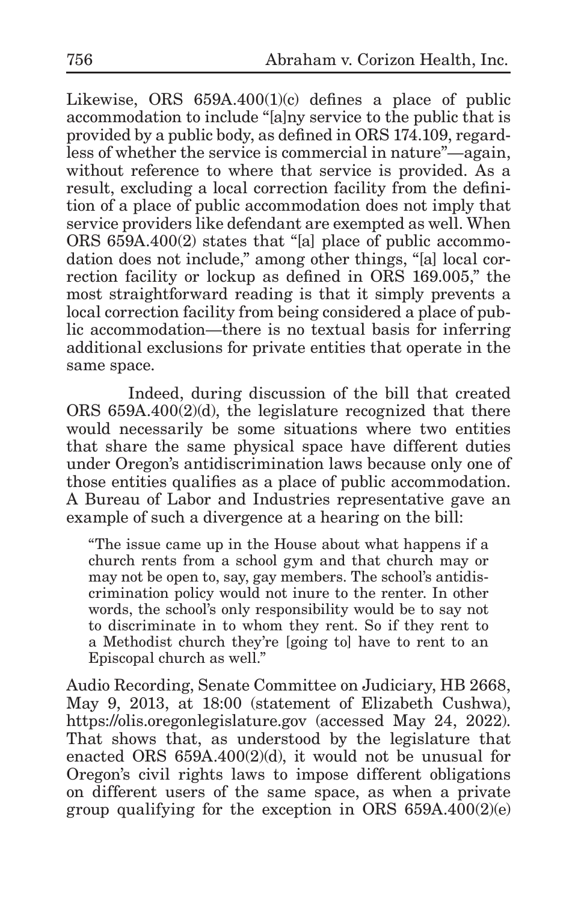Likewise, ORS 659A.400(1)(c) defines a place of public accommodation to include "[a]ny service to the public that is provided by a public body, as defined in ORS 174.109, regardless of whether the service is commercial in nature"—again, without reference to where that service is provided. As a result, excluding a local correction facility from the definition of a place of public accommodation does not imply that service providers like defendant are exempted as well. When ORS 659A.400(2) states that "[a] place of public accommodation does not include," among other things, "[a] local correction facility or lockup as defined in ORS 169.005," the most straightforward reading is that it simply prevents a local correction facility from being considered a place of public accommodation—there is no textual basis for inferring additional exclusions for private entities that operate in the same space.

Indeed, during discussion of the bill that created ORS 659A.400(2)(d), the legislature recognized that there would necessarily be some situations where two entities that share the same physical space have different duties under Oregon's antidiscrimination laws because only one of those entities qualifies as a place of public accommodation. A Bureau of Labor and Industries representative gave an example of such a divergence at a hearing on the bill:

> "The issue came up in the House about what happens if a church rents from a school gym and that church may or may not be open to, say, gay members. The school's antidiscrimination policy would not inure to the renter. In other words, the school's only responsibility would be to say not to discriminate in to whom they rent. So if they rent to a Methodist church they're [going to] have to rent to an Episcopal church as well."

Audio Recording, Senate Committee on Judiciary, HB 2668, May 9, 2013, at 18:00 (statement of Elizabeth Cushwa), https://olis.oregonlegislature.gov (accessed May 24, 2022). That shows that, as understood by the legislature that enacted ORS 659A.400(2)(d), it would not be unusual for Oregon's civil rights laws to impose different obligations on different users of the same space, as when a private group qualifying for the exception in ORS 659A.400(2)(e)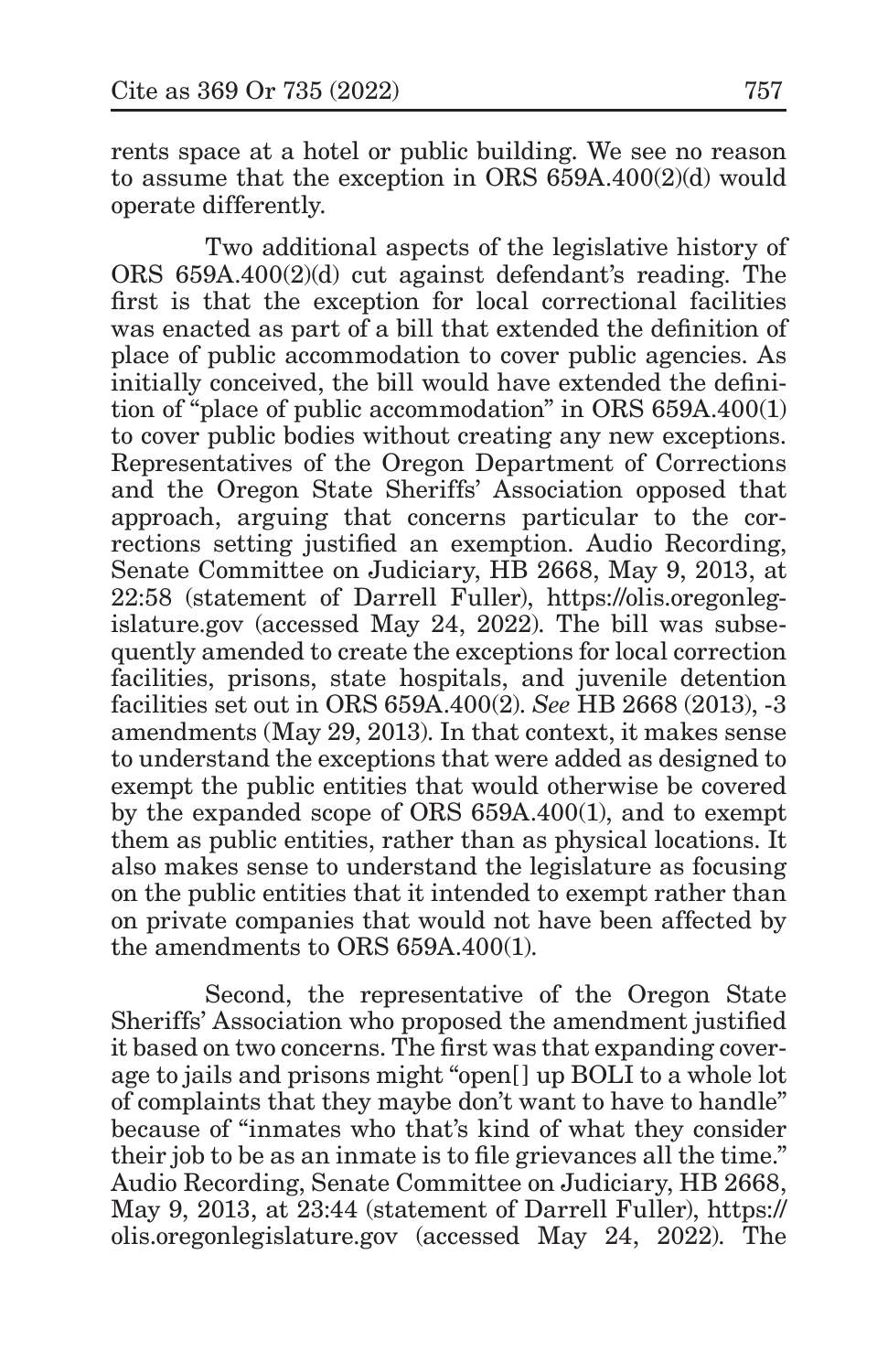rents space at a hotel or public building. We see no reason to assume that the exception in ORS 659A.400(2)(d) would operate differently.

Two additional aspects of the legislative history of ORS 659A.400(2)(d) cut against defendant's reading. The first is that the exception for local correctional facilities was enacted as part of a bill that extended the definition of place of public accommodation to cover public agencies. As initially conceived, the bill would have extended the definition of "place of public accommodation" in ORS 659A.400(1) to cover public bodies without creating any new exceptions. Representatives of the Oregon Department of Corrections and the Oregon State Sheriffs' Association opposed that approach, arguing that concerns particular to the corrections setting justified an exemption. Audio Recording, Senate Committee on Judiciary, HB 2668, May 9, 2013, at 22:58 (statement of Darrell Fuller), https://olis.oregonlegislature.gov (accessed May 24, 2022). The bill was subsequently amended to create the exceptions for local correction facilities, prisons, state hospitals, and juvenile detention facilities set out in ORS 659A.400(2). *See* HB 2668 (2013), -3 amendments (May 29, 2013). In that context, it makes sense to understand the exceptions that were added as designed to exempt the public entities that would otherwise be covered by the expanded scope of ORS 659A.400(1), and to exempt them as public entities, rather than as physical locations. It also makes sense to understand the legislature as focusing on the public entities that it intended to exempt rather than on private companies that would not have been affected by the amendments to ORS 659A.400(1).

Second, the representative of the Oregon State Sheriffs' Association who proposed the amendment justified it based on two concerns. The first was that expanding coverage to jails and prisons might "open[] up BOLI to a whole lot of complaints that they maybe don't want to have to handle" because of "inmates who that's kind of what they consider their job to be as an inmate is to file grievances all the time." Audio Recording, Senate Committee on Judiciary, HB 2668, May 9, 2013, at 23:44 (statement of Darrell Fuller), https://olis.oregonlegislature.gov (accessed May 24, 2022). The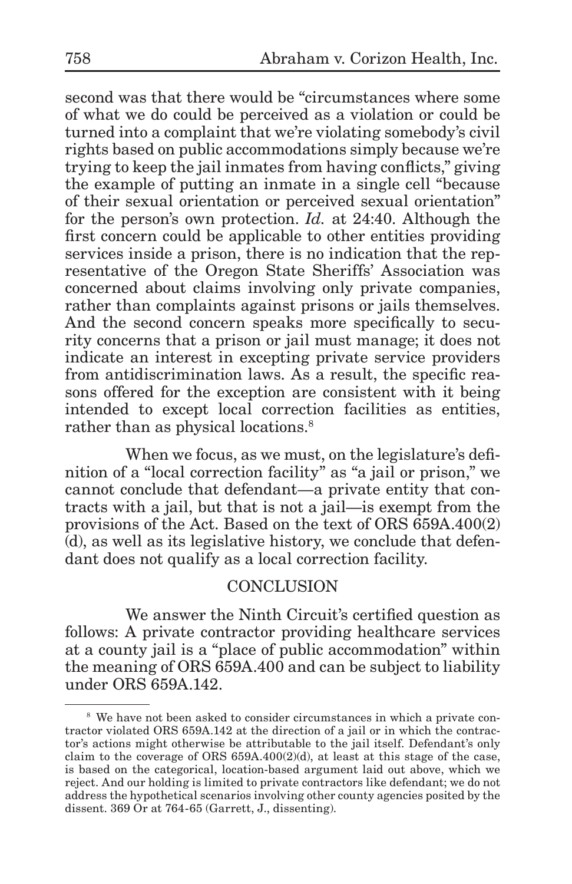second was that there would be "circumstances where some of what we do could be perceived as a violation or could be turned into a complaint that we're violating somebody's civil rights based on public accommodations simply because we're trying to keep the jail inmates from having conflicts," giving the example of putting an inmate in a single cell "because of their sexual orientation or perceived sexual orientation" for the person's own protection. *Id.* at 24:40. Although the first concern could be applicable to other entities providing services inside a prison, there is no indication that the representative of the Oregon State Sheriffs' Association was concerned about claims involving only private companies, rather than complaints against prisons or jails themselves. And the second concern speaks more specifically to security concerns that a prison or jail must manage; it does not indicate an interest in excepting private service providers from antidiscrimination laws. As a result, the specific reasons offered for the exception are consistent with it being intended to except local correction facilities as entities, rather than as physical locations.[8]

When we focus, as we must, on the legislature's definition of a "local correction facility" as "a jail or prison," we cannot conclude that defendant—a private entity that contracts with a jail, but that is not a jail—is exempt from the provisions of the Act. Based on the text of ORS 659A.400(2)(d), as well as its legislative history, we conclude that defendant does not qualify as a local correction facility.

## CONCLUSION

We answer the Ninth Circuit's certified question as follows: A private contractor providing healthcare services at a county jail is a "place of public accommodation" within the meaning of ORS 659A.400 and can be subject to liability under ORS 659A.142.

---

[8] We have not been asked to consider circumstances in which a private contractor violated ORS 659A.142 at the direction of a jail or in which the contractor's actions might otherwise be attributable to the jail itself. Defendant's only claim to the coverage of ORS 659A.400(2)(d), at least at this stage of the case, is based on the categorical, location-based argument laid out above, which we reject. And our holding is limited to private contractors like defendant; we do not address the hypothetical scenarios involving other county agencies posited by the dissent. 369 Or at 764-65 (Garrett, J., dissenting).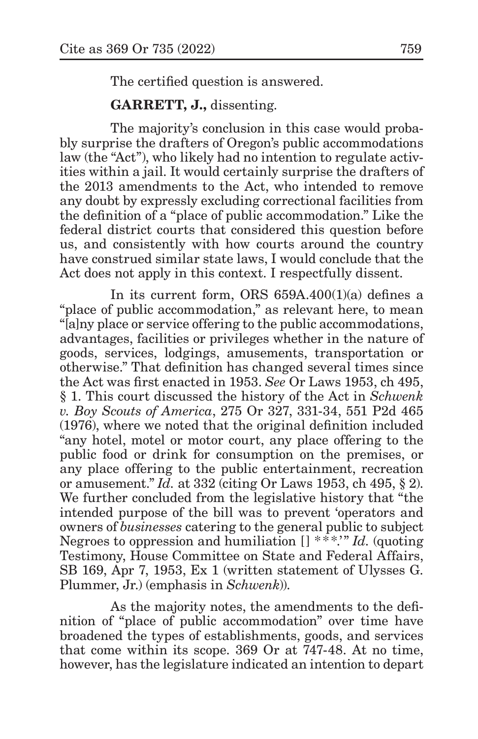The certified question is answered.

**GARRETT, J.,** dissenting.

The majority's conclusion in this case would probably surprise the drafters of Oregon's public accommodations law (the "Act"), who likely had no intention to regulate activities within a jail. It would certainly surprise the drafters of the 2013 amendments to the Act, who intended to remove any doubt by expressly excluding correctional facilities from the definition of a "place of public accommodation." Like the federal district courts that considered this question before us, and consistently with how courts around the country have construed similar state laws, I would conclude that the Act does not apply in this context. I respectfully dissent.

In its current form, ORS 659A.400(1)(a) defines a "place of public accommodation," as relevant here, to mean "[a]ny place or service offering to the public accommodations, advantages, facilities or privileges whether in the nature of goods, services, lodgings, amusements, transportation or otherwise." That definition has changed several times since the Act was first enacted in 1953. *See* Or Laws 1953, ch 495, § 1. This court discussed the history of the Act in *Schwenk v. Boy Scouts of America*, 275 Or 327, 331-34, 551 P2d 465 (1976), where we noted that the original definition included "any hotel, motel or motor court, any place offering to the public food or drink for consumption on the premises, or any place offering to the public entertainment, recreation or amusement." *Id.* at 332 (citing Or Laws 1953, ch 495, § 2). We further concluded from the legislative history that "the intended purpose of the bill was to prevent 'operators and owners of *businesses* catering to the general public to subject Negroes to oppression and humiliation [] * * *.'" *Id.* (quoting Testimony, House Committee on State and Federal Affairs, SB 169, Apr 7, 1953, Ex 1 (written statement of Ulysses G. Plummer, Jr.) (emphasis in *Schwenk*)).

As the majority notes, the amendments to the definition of "place of public accommodation" over time have broadened the types of establishments, goods, and services that come within its scope. 369 Or at 747-48. At no time, however, has the legislature indicated an intention to depart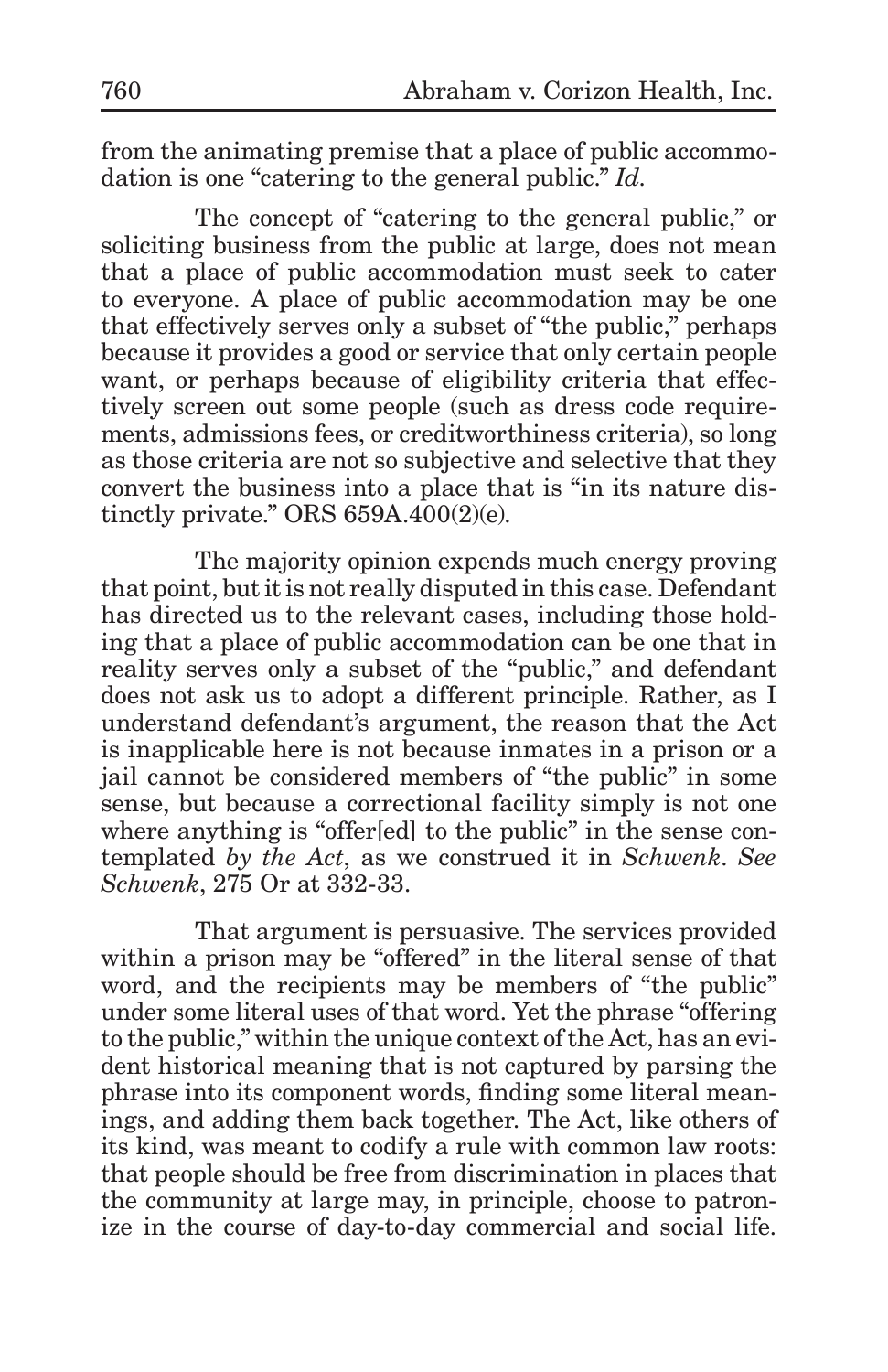from the animating premise that a place of public accommodation is one "catering to the general public." *Id.*

The concept of "catering to the general public," or soliciting business from the public at large, does not mean that a place of public accommodation must seek to cater to everyone. A place of public accommodation may be one that effectively serves only a subset of "the public," perhaps because it provides a good or service that only certain people want, or perhaps because of eligibility criteria that effectively screen out some people (such as dress code requirements, admissions fees, or creditworthiness criteria), so long as those criteria are not so subjective and selective that they convert the business into a place that is "in its nature distinctly private." ORS 659A.400(2)(e).

The majority opinion expends much energy proving that point, but it is not really disputed in this case. Defendant has directed us to the relevant cases, including those holding that a place of public accommodation can be one that in reality serves only a subset of the "public," and defendant does not ask us to adopt a different principle. Rather, as I understand defendant's argument, the reason that the Act is inapplicable here is not because inmates in a prison or a jail cannot be considered members of "the public" in some sense, but because a correctional facility simply is not one where anything is "offer[ed] to the public" in the sense contemplated *by the Act*, as we construed it in *Schwenk*. *See Schwenk*, 275 Or at 332-33.

That argument is persuasive. The services provided within a prison may be "offered" in the literal sense of that word, and the recipients may be members of "the public" under some literal uses of that word. Yet the phrase "offering to the public," within the unique context of the Act, has an evident historical meaning that is not captured by parsing the phrase into its component words, finding some literal meanings, and adding them back together. The Act, like others of its kind, was meant to codify a rule with common law roots: that people should be free from discrimination in places that the community at large may, in principle, choose to patronize in the course of day-to-day commercial and social life.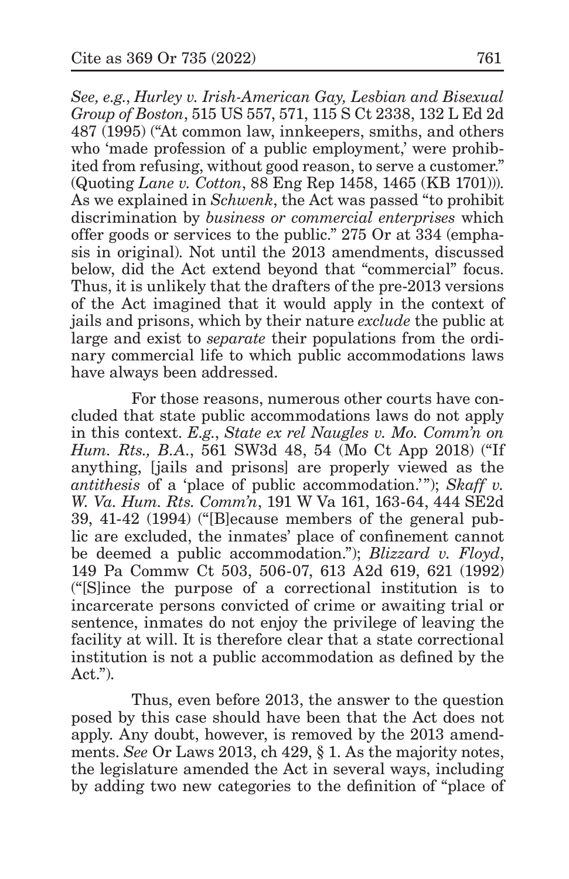*See, e.g.*, *Hurley v. Irish-American Gay, Lesbian and Bisexual Group of Boston*, 515 US 557, 571, 115 S Ct 2338, 132 L Ed 2d 487 (1995) ("At common law, innkeepers, smiths, and others who 'made profession of a public employment,' were prohibited from refusing, without good reason, to serve a customer." (Quoting *Lane v. Cotton*, 88 Eng Rep 1458, 1465 (KB 1701))). As we explained in *Schwenk*, the Act was passed "to prohibit discrimination by *business or commercial enterprises* which offer goods or services to the public." 275 Or at 334 (emphasis in original). Not until the 2013 amendments, discussed below, did the Act extend beyond that "commercial" focus. Thus, it is unlikely that the drafters of the pre-2013 versions of the Act imagined that it would apply in the context of jails and prisons, which by their nature *exclude* the public at large and exist to *separate* their populations from the ordinary commercial life to which public accommodations laws have always been addressed.

For those reasons, numerous other courts have concluded that state public accommodations laws do not apply in this context. *E.g.*, *State ex rel Naugles v. Mo. Comm'n on Hum. Rts., B.A.*, 561 SW3d 48, 54 (Mo Ct App 2018) ("If anything, [jails and prisons] are properly viewed as the *antithesis* of a 'place of public accommodation.'"); *Skaff v. W. Va. Hum. Rts. Comm'n*, 191 W Va 161, 163-64, 444 SE2d 39, 41-42 (1994) ("[B]ecause members of the general public are excluded, the inmates' place of confinement cannot be deemed a public accommodation."); *Blizzard v. Floyd*, 149 Pa Commw Ct 503, 506-07, 613 A2d 619, 621 (1992) ("[S]ince the purpose of a correctional institution is to incarcerate persons convicted of crime or awaiting trial or sentence, inmates do not enjoy the privilege of leaving the facility at will. It is therefore clear that a state correctional institution is not a public accommodation as defined by the Act.").

Thus, even before 2013, the answer to the question posed by this case should have been that the Act does not apply. Any doubt, however, is removed by the 2013 amendments. *See* Or Laws 2013, ch 429, § 1. As the majority notes, the legislature amended the Act in several ways, including by adding two new categories to the definition of "place of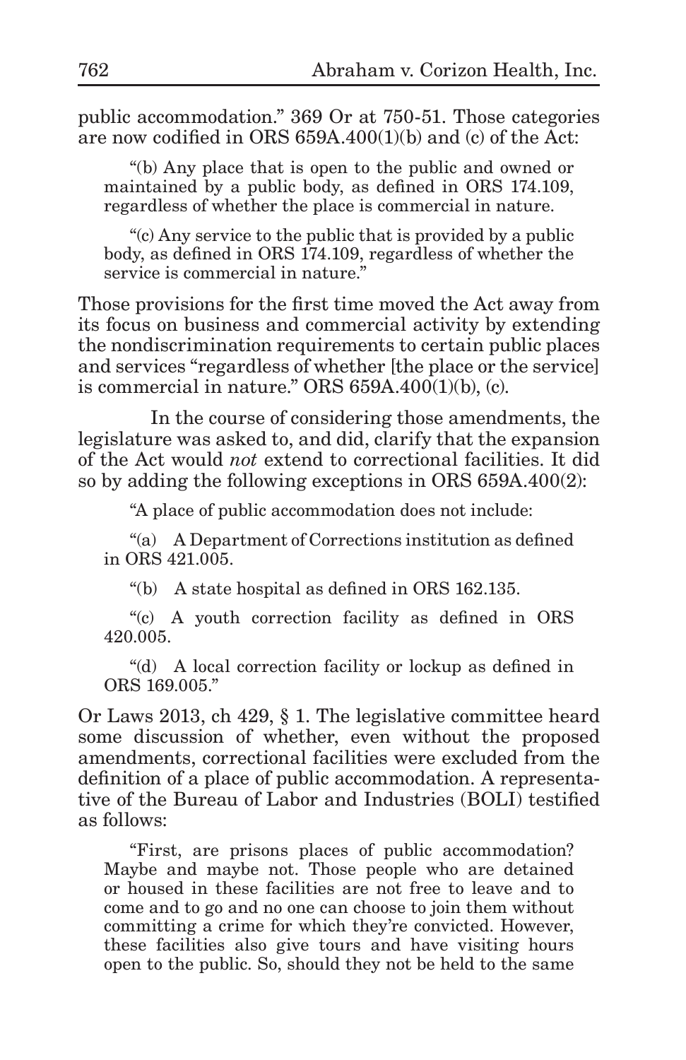public accommodation." 369 Or at 750-51. Those categories are now codified in ORS 659A.400(1)(b) and (c) of the Act:

> "(b) Any place that is open to the public and owned or maintained by a public body, as defined in ORS 174.109, regardless of whether the place is commercial in nature.
>
> "(c) Any service to the public that is provided by a public body, as defined in ORS 174.109, regardless of whether the service is commercial in nature."

Those provisions for the first time moved the Act away from its focus on business and commercial activity by extending the nondiscrimination requirements to certain public places and services "regardless of whether [the place or the service] is commercial in nature." ORS 659A.400(1)(b), (c).

In the course of considering those amendments, the legislature was asked to, and did, clarify that the expansion of the Act would *not* extend to correctional facilities. It did so by adding the following exceptions in ORS 659A.400(2):

> "A place of public accommodation does not include:
>
> "(a) A Department of Corrections institution as defined in ORS 421.005.
>
> "(b) A state hospital as defined in ORS 162.135.
>
> "(c) A youth correction facility as defined in ORS 420.005.
>
> "(d) A local correction facility or lockup as defined in ORS 169.005."

Or Laws 2013, ch 429, § 1. The legislative committee heard some discussion of whether, even without the proposed amendments, correctional facilities were excluded from the definition of a place of public accommodation. A representative of the Bureau of Labor and Industries (BOLI) testified as follows:

> "First, are prisons places of public accommodation? Maybe and maybe not. Those people who are detained or housed in these facilities are not free to leave and to come and to go and no one can choose to join them without committing a crime for which they're convicted. However, these facilities also give tours and have visiting hours open to the public. So, should they not be held to the same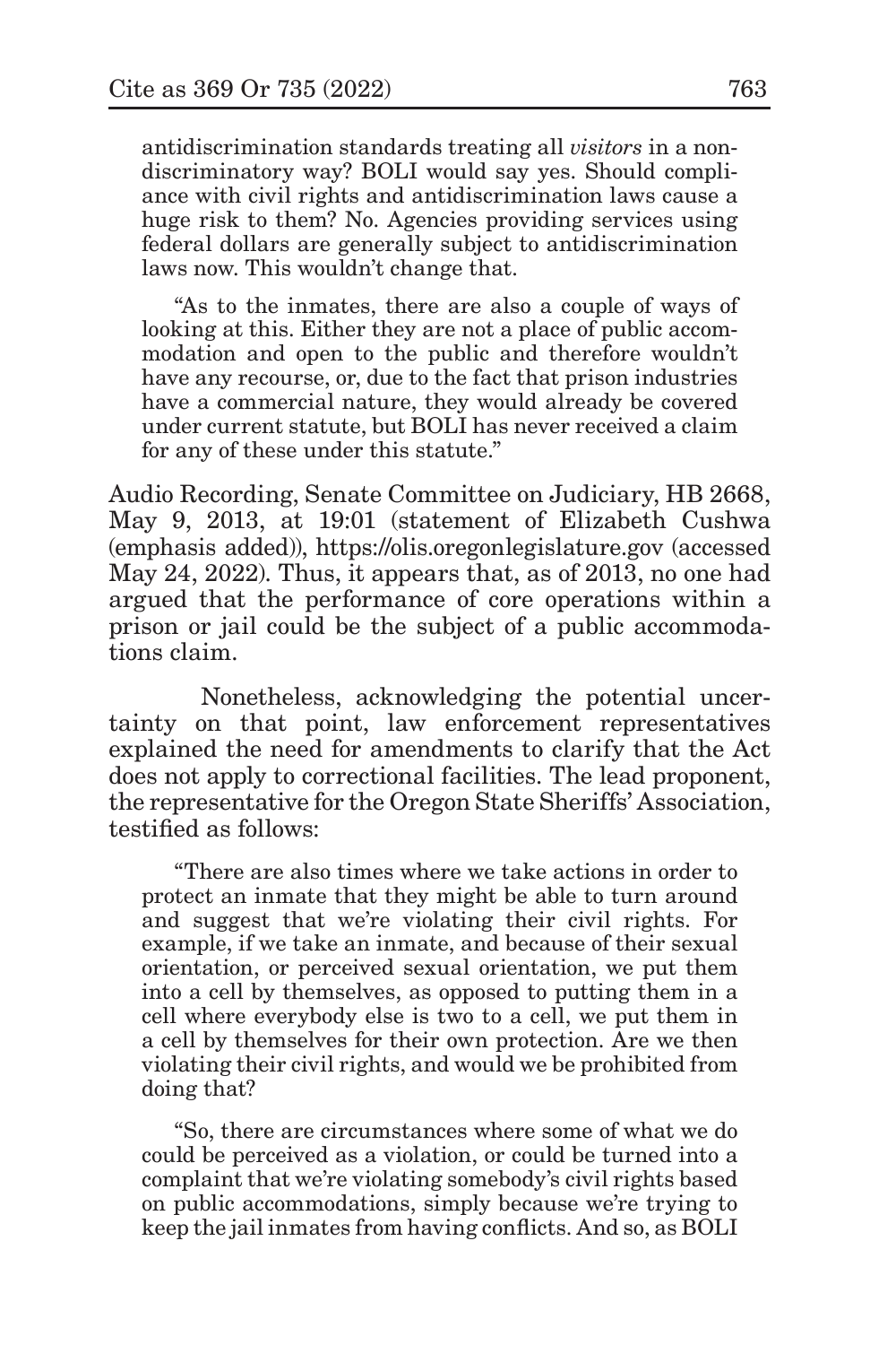antidiscrimination standards treating all *visitors* in a non-discriminatory way? BOLI would say yes. Should compliance with civil rights and antidiscrimination laws cause a huge risk to them? No. Agencies providing services using federal dollars are generally subject to antidiscrimination laws now. This wouldn't change that.

"As to the inmates, there are also a couple of ways of looking at this. Either they are not a place of public accommodation and open to the public and therefore wouldn't have any recourse, or, due to the fact that prison industries have a commercial nature, they would already be covered under current statute, but BOLI has never received a claim for any of these under this statute."

Audio Recording, Senate Committee on Judiciary, HB 2668, May 9, 2013, at 19:01 (statement of Elizabeth Cushwa (emphasis added)), https://olis.oregonlegislature.gov (accessed May 24, 2022). Thus, it appears that, as of 2013, no one had argued that the performance of core operations within a prison or jail could be the subject of a public accommodations claim.

Nonetheless, acknowledging the potential uncertainty on that point, law enforcement representatives explained the need for amendments to clarify that the Act does not apply to correctional facilities. The lead proponent, the representative for the Oregon State Sheriffs' Association, testified as follows:

"There are also times where we take actions in order to protect an inmate that they might be able to turn around and suggest that we're violating their civil rights. For example, if we take an inmate, and because of their sexual orientation, or perceived sexual orientation, we put them into a cell by themselves, as opposed to putting them in a cell where everybody else is two to a cell, we put them in a cell by themselves for their own protection. Are we then violating their civil rights, and would we be prohibited from doing that?

"So, there are circumstances where some of what we do could be perceived as a violation, or could be turned into a complaint that we're violating somebody's civil rights based on public accommodations, simply because we're trying to keep the jail inmates from having conflicts. And so, as BOLI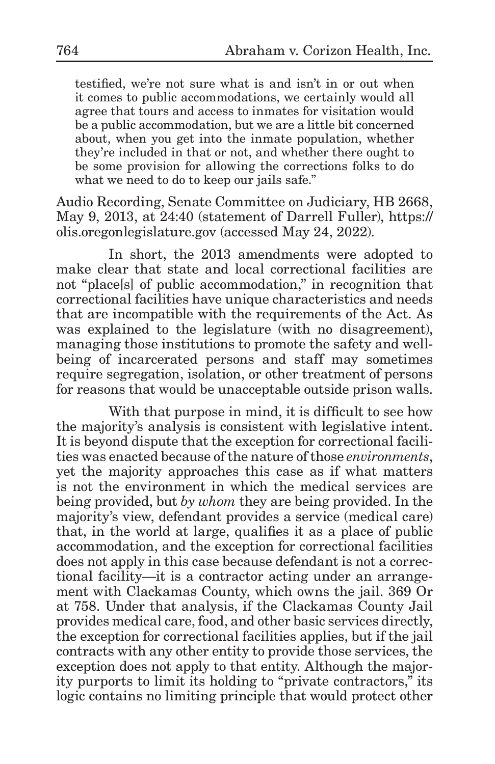testified, we're not sure what is and isn't in or out when it comes to public accommodations, we certainly would all agree that tours and access to inmates for visitation would be a public accommodation, but we are a little bit concerned about, when you get into the inmate population, whether they're included in that or not, and whether there ought to be some provision for allowing the corrections folks to do what we need to do to keep our jails safe."

Audio Recording, Senate Committee on Judiciary, HB 2668, May 9, 2013, at 24:40 (statement of Darrell Fuller), https://olis.oregonlegislature.gov (accessed May 24, 2022).

In short, the 2013 amendments were adopted to make clear that state and local correctional facilities are not "place[s] of public accommodation," in recognition that correctional facilities have unique characteristics and needs that are incompatible with the requirements of the Act. As was explained to the legislature (with no disagreement), managing those institutions to promote the safety and well-being of incarcerated persons and staff may sometimes require segregation, isolation, or other treatment of persons for reasons that would be unacceptable outside prison walls.

With that purpose in mind, it is difficult to see how the majority's analysis is consistent with legislative intent. It is beyond dispute that the exception for correctional facilities was enacted because of the nature of those *environments*, yet the majority approaches this case as if what matters is not the environment in which the medical services are being provided, but *by whom* they are being provided. In the majority's view, defendant provides a service (medical care) that, in the world at large, qualifies it as a place of public accommodation, and the exception for correctional facilities does not apply in this case because defendant is not a correctional facility—it is a contractor acting under an arrangement with Clackamas County, which owns the jail. 369 Or at 758. Under that analysis, if the Clackamas County Jail provides medical care, food, and other basic services directly, the exception for correctional facilities applies, but if the jail contracts with any other entity to provide those services, the exception does not apply to that entity. Although the majority purports to limit its holding to "private contractors," its logic contains no limiting principle that would protect other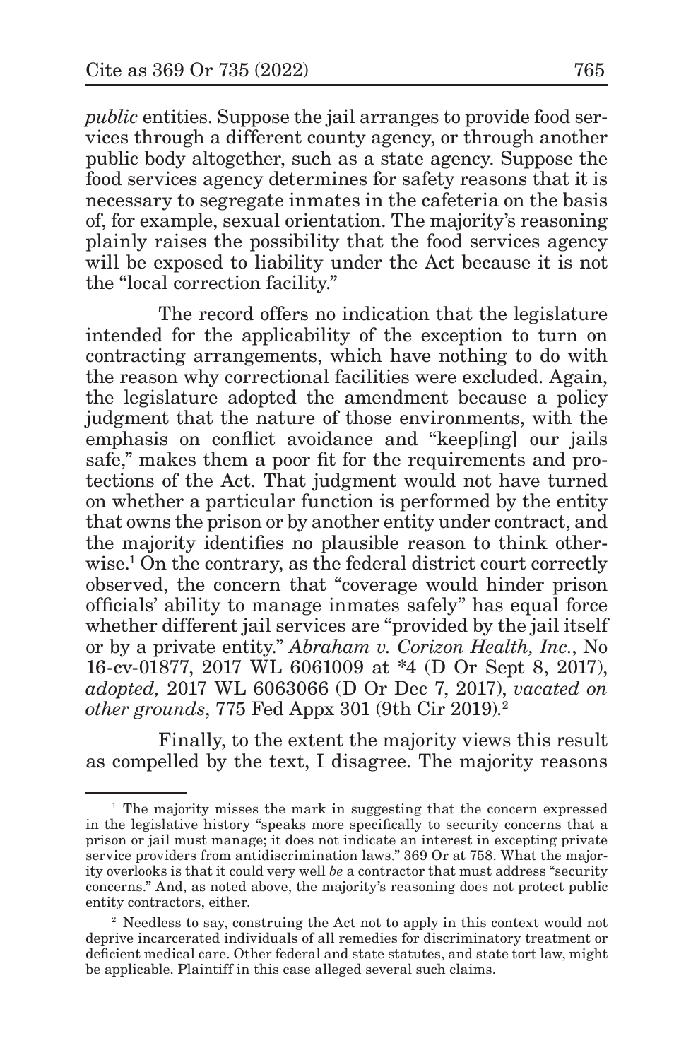*public* entities. Suppose the jail arranges to provide food services through a different county agency, or through another public body altogether, such as a state agency. Suppose the food services agency determines for safety reasons that it is necessary to segregate inmates in the cafeteria on the basis of, for example, sexual orientation. The majority's reasoning plainly raises the possibility that the food services agency will be exposed to liability under the Act because it is not the "local correction facility."

The record offers no indication that the legislature intended for the applicability of the exception to turn on contracting arrangements, which have nothing to do with the reason why correctional facilities were excluded. Again, the legislature adopted the amendment because a policy judgment that the nature of those environments, with the emphasis on conflict avoidance and "keep[ing] our jails safe," makes them a poor fit for the requirements and protections of the Act. That judgment would not have turned on whether a particular function is performed by the entity that owns the prison or by another entity under contract, and the majority identifies no plausible reason to think otherwise.[1] On the contrary, as the federal district court correctly observed, the concern that "coverage would hinder prison officials' ability to manage inmates safely" has equal force whether different jail services are "provided by the jail itself or by a private entity." *Abraham v. Corizon Health, Inc.*, No 16-cv-01877, 2017 WL 6061009 at *4 (D Or Sept 8, 2017), *adopted,* 2017 WL 6063066 (D Or Dec 7, 2017), *vacated on other grounds*, 775 Fed Appx 301 (9th Cir 2019).[2]

Finally, to the extent the majority views this result as compelled by the text, I disagree. The majority reasons

---

[1] The majority misses the mark in suggesting that the concern expressed in the legislative history "speaks more specifically to security concerns that a prison or jail must manage; it does not indicate an interest in excepting private service providers from antidiscrimination laws." 369 Or at 758. What the majority overlooks is that it could very well *be* a contractor that must address "security concerns." And, as noted above, the majority's reasoning does not protect public entity contractors, either.

[2] Needless to say, construing the Act not to apply in this context would not deprive incarcerated individuals of all remedies for discriminatory treatment or deficient medical care. Other federal and state statutes, and state tort law, might be applicable. Plaintiff in this case alleged several such claims.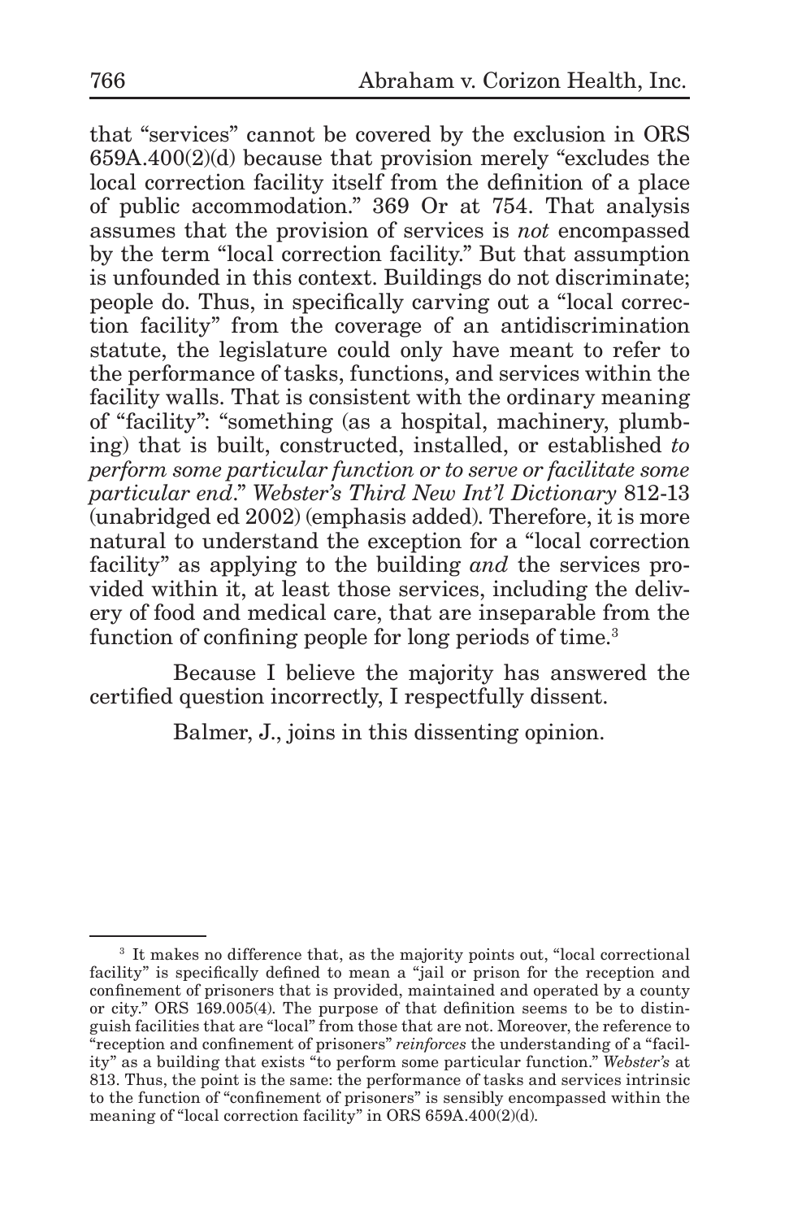that "services" cannot be covered by the exclusion in ORS 659A.400(2)(d) because that provision merely "excludes the local correction facility itself from the definition of a place of public accommodation." 369 Or at 754. That analysis assumes that the provision of services is *not* encompassed by the term "local correction facility." But that assumption is unfounded in this context. Buildings do not discriminate; people do. Thus, in specifically carving out a "local correction facility" from the coverage of an antidiscrimination statute, the legislature could only have meant to refer to the performance of tasks, functions, and services within the facility walls. That is consistent with the ordinary meaning of "facility": "something (as a hospital, machinery, plumbing) that is built, constructed, installed, or established *to perform some particular function or to serve or facilitate some particular end*." *Webster's Third New Int'l Dictionary* 812-13 (unabridged ed 2002) (emphasis added). Therefore, it is more natural to understand the exception for a "local correction facility" as applying to the building *and* the services provided within it, at least those services, including the delivery of food and medical care, that are inseparable from the function of confining people for long periods of time.[3]

Because I believe the majority has answered the certified question incorrectly, I respectfully dissent.

Balmer, J., joins in this dissenting opinion.

---

[3] It makes no difference that, as the majority points out, "local correctional facility" is specifically defined to mean a "jail or prison for the reception and confinement of prisoners that is provided, maintained and operated by a county or city." ORS 169.005(4). The purpose of that definition seems to be to distinguish facilities that are "local" from those that are not. Moreover, the reference to "reception and confinement of prisoners" *reinforces* the understanding of a "facility" as a building that exists "to perform some particular function." *Webster's* at 813. Thus, the point is the same: the performance of tasks and services intrinsic to the function of "confinement of prisoners" is sensibly encompassed within the meaning of "local correction facility" in ORS 659A.400(2)(d).